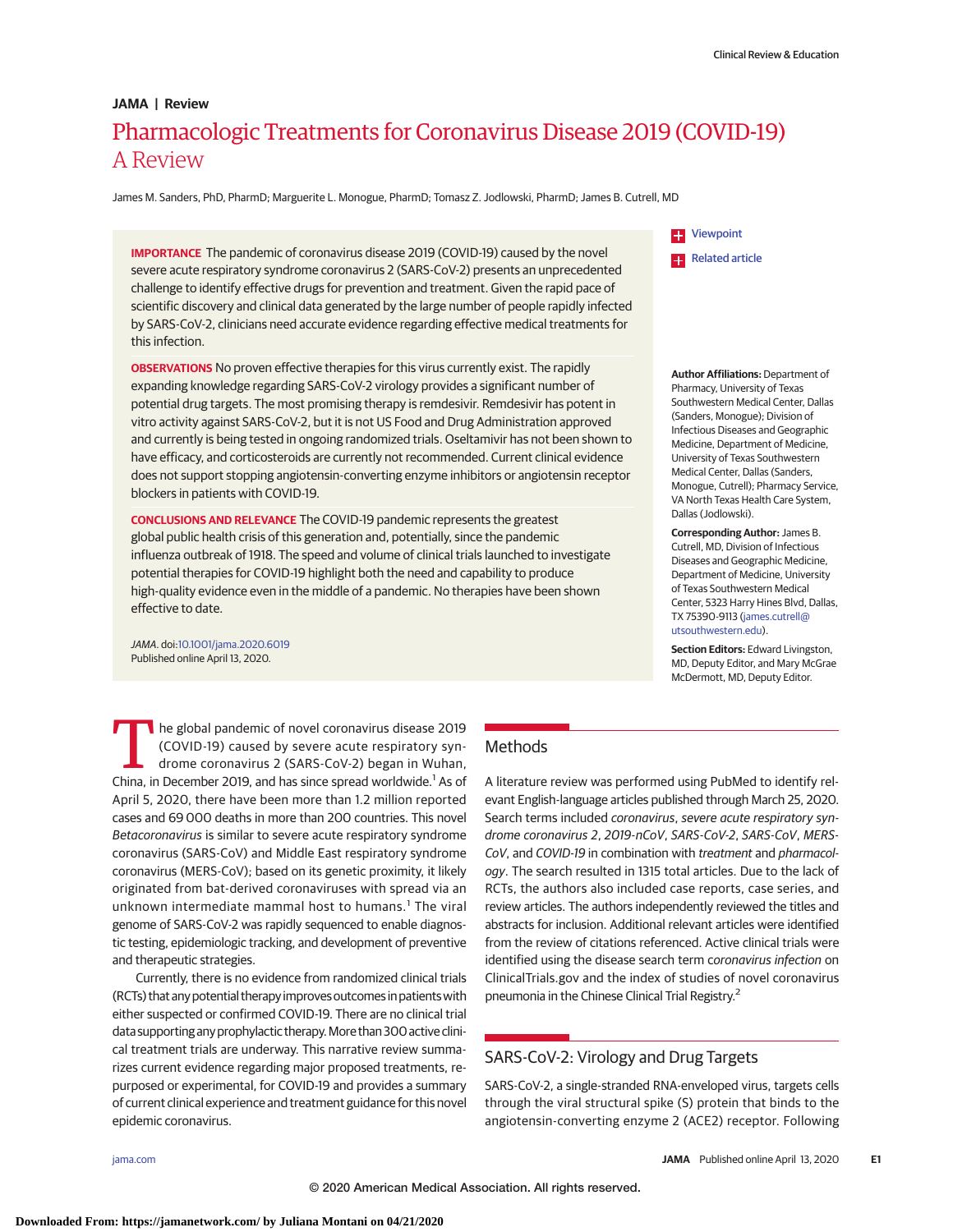Clinical Review & Education

**JAMA | Review**

# Pharmacologic Treatments for Coronavirus Disease 2019 (COVID-19) A Review

James M. Sanders, PhD, PharmD; Marguerite L. Monogue, PharmD; Tomasz Z. Jodlowski, PharmD; James B. Cutrell, MD

**IMPORTANCE** The pandemic of coronavirus disease 2019 (COVID-19) caused by the novel severe acute respiratory syndrome coronavirus 2 (SARS-CoV-2) presents an unprecedented challenge to identify effective drugs for prevention and treatment. Given the rapid pace of scientific discovery and clinical data generated by the large number of people rapidly infected by SARS-CoV-2, clinicians need accurate evidence regarding effective medical treatments for this infection.

**OBSERVATIONS** No proven effective therapies for this virus currently exist. The rapidly expanding knowledge regarding SARS-CoV-2 virology provides a significant number of potential drug targets. The most promising therapy is remdesivir. Remdesivir has potent in vitro activity against SARS-CoV-2, but it is not US Food and Drug Administration approved and currently is being tested in ongoing randomized trials. Oseltamivir has not been shown to have efficacy, and corticosteroids are currently not recommended. Current clinical evidence does not support stopping angiotensin-converting enzyme inhibitors or angiotensin receptor blockers in patients with COVID-19.

**CONCLUSIONS AND RELEVANCE** The COVID-19 pandemic represents the greatest global public health crisis of this generation and, potentially, since the pandemic influenza outbreak of 1918. The speed and volume of clinical trials launched to investigate potential therapies for COVID-19 highlight both the need and capability to produce high-quality evidence even in the middle of a pandemic. No therapies have been shown effective to date.

*JAMA*. doi:10.1001/jama.2020.6019
Published online April 13, 2020.

Viewpoint

Related article

**Author Affiliations:** Department of Pharmacy, University of Texas Southwestern Medical Center, Dallas (Sanders, Monogue); Division of Infectious Diseases and Geographic Medicine, Department of Medicine, University of Texas Southwestern Medical Center, Dallas (Sanders, Monogue, Cutrell); Pharmacy Service, VA North Texas Health Care System, Dallas (Jodlowski).

**Corresponding Author:** James B. Cutrell, MD, Division of Infectious Diseases and Geographic Medicine, Department of Medicine, University of Texas Southwestern Medical Center, 5323 Harry Hines Blvd, Dallas, TX 75390-9113 (james.cutrell@utsouthwestern.edu).

**Section Editors:** Edward Livingston, MD, Deputy Editor, and Mary McGrae McDermott, MD, Deputy Editor.

The global pandemic of novel coronavirus disease 2019 (COVID-19) caused by severe acute respiratory syndrome coronavirus 2 (SARS-CoV-2) began in Wuhan, China, in December 2019, and has since spread worldwide.[1] As of April 5, 2020, there have been more than 1.2 million reported cases and 69 000 deaths in more than 200 countries. This novel *Betacoronavirus* is similar to severe acute respiratory syndrome coronavirus (SARS-CoV) and Middle East respiratory syndrome coronavirus (MERS-CoV); based on its genetic proximity, it likely originated from bat-derived coronaviruses with spread via an unknown intermediate mammal host to humans.[1] The viral genome of SARS-CoV-2 was rapidly sequenced to enable diagnostic testing, epidemiologic tracking, and development of preventive and therapeutic strategies.

Currently, there is no evidence from randomized clinical trials (RCTs) that any potential therapy improves outcomes in patients with either suspected or confirmed COVID-19. There are no clinical trial data supporting any prophylactic therapy. More than 300 active clinical treatment trials are underway. This narrative review summarizes current evidence regarding major proposed treatments, repurposed or experimental, for COVID-19 and provides a summary of current clinical experience and treatment guidance for this novel epidemic coronavirus.

## Methods

A literature review was performed using PubMed to identify relevant English-language articles published through March 25, 2020. Search terms included *coronavirus*, *severe acute respiratory syndrome coronavirus 2*, *2019-nCoV*, *SARS-CoV-2*, *SARS-CoV*, *MERS-CoV*, and *COVID-19* in combination with *treatment* and *pharmacology*. The search resulted in 1315 total articles. Due to the lack of RCTs, the authors also included case reports, case series, and review articles. The authors independently reviewed the titles and abstracts for inclusion. Additional relevant articles were identified from the review of citations referenced. Active clinical trials were identified using the disease search term *coronavirus infection* on ClinicalTrials.gov and the index of studies of novel coronavirus pneumonia in the Chinese Clinical Trial Registry.[2]

## SARS-CoV-2: Virology and Drug Targets

SARS-CoV-2, a single-stranded RNA-enveloped virus, targets cells through the viral structural spike (S) protein that binds to the angiotensin-converting enzyme 2 (ACE2) receptor. Following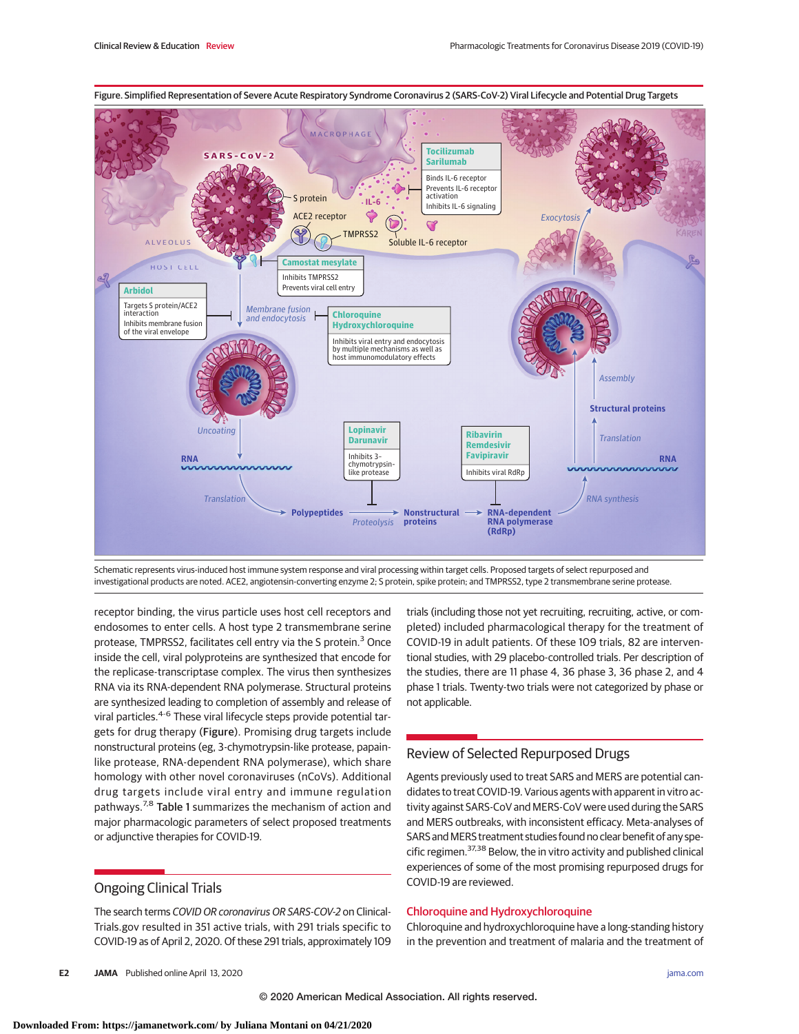Figure. Simplified Representation of Severe Acute Respiratory Syndrome Coronavirus 2 (SARS-CoV-2) Viral Lifecycle and Potential Drug Targets

Schematic represents virus-induced host immune system response and viral processing within target cells. Proposed targets of select repurposed and investigational products are noted. ACE2, angiotensin-converting enzyme 2; S protein, spike protein; and TMPRSS2, type 2 transmembrane serine protease.

receptor binding, the virus particle uses host cell receptors and endosomes to enter cells. A host type 2 transmembrane serine protease, TMPRSS2, facilitates cell entry via the S protein.[3] Once inside the cell, viral polyproteins are synthesized that encode for the replicase-transcriptase complex. The virus then synthesizes RNA via its RNA-dependent RNA polymerase. Structural proteins are synthesized leading to completion of assembly and release of viral particles.[4-6] These viral lifecycle steps provide potential targets for drug therapy (Figure). Promising drug targets include nonstructural proteins (eg, 3-chymotrypsin-like protease, papain-like protease, RNA-dependent RNA polymerase), which share homology with other novel coronaviruses (nCoVs). Additional drug targets include viral entry and immune regulation pathways.[7,8] Table 1 summarizes the mechanism of action and major pharmacologic parameters of select proposed treatments or adjunctive therapies for COVID-19.

## Ongoing Clinical Trials

The search terms *COVID OR coronavirus OR SARS-COV-2* on ClinicalTrials.gov resulted in 351 active trials, with 291 trials specific to COVID-19 as of April 2, 2020. Of these 291 trials, approximately 109 trials (including those not yet recruiting, recruiting, active, or completed) included pharmacological therapy for the treatment of COVID-19 in adult patients. Of these 109 trials, 82 are interventional studies, with 29 placebo-controlled trials. Per description of the studies, there are 11 phase 4, 36 phase 3, 36 phase 2, and 4 phase 1 trials. Twenty-two trials were not categorized by phase or not applicable.

## Review of Selected Repurposed Drugs

Agents previously used to treat SARS and MERS are potential candidates to treat COVID-19. Various agents with apparent in vitro activity against SARS-CoV and MERS-CoV were used during the SARS and MERS outbreaks, with inconsistent efficacy. Meta-analyses of SARS and MERS treatment studies found no clear benefit of any specific regimen.[37,38] Below, the in vitro activity and published clinical experiences of some of the most promising repurposed drugs for COVID-19 are reviewed.

### Chloroquine and Hydroxychloroquine

Chloroquine and hydroxychloroquine have a long-standing history in the prevention and treatment of malaria and the treatment of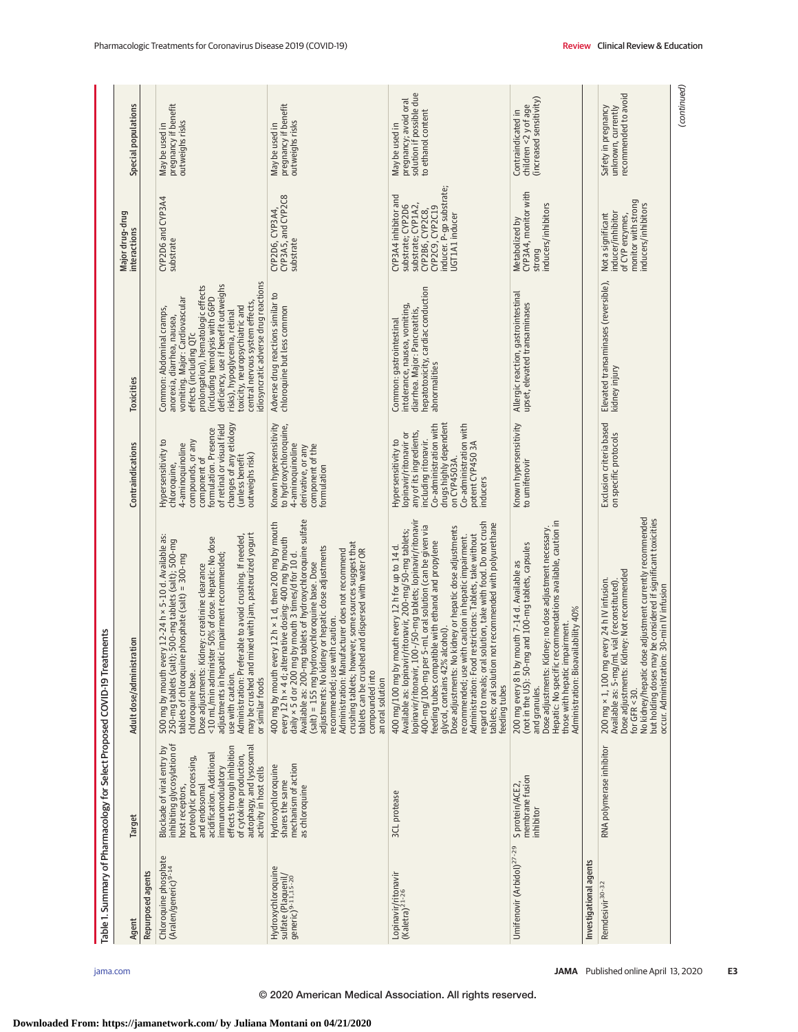Table 1. Summary of Pharmacology for Select Proposed COVID-19 Treatments

| Agent | Target | Adult dose/administration | Contraindications | Toxicities | Major drug-drug interactions | Special populations |
|---|---|---|---|---|---|---|
| **Repurposed agents** | | | | | | |
| Chloroquine phosphate (Aralen/generic)[9-14] | Blockade of viral entry by inhibiting glycosylation of host receptors, proteolytic processing, and endosomal acidification. Additional immunomodulatory effects through inhibition of cytokine production, autophagy, and lysosomal activity in host cells | 500 mg by mouth every 12-24 h × 5-10 d. Available as: 250-mg tablets (salt); 500-mg tablets (salt); 500-mg tablets of chloroquine phosphate (salt) = 300-mg chloroquine base. Dose adjustments: Kidney: creatinine clearance <10 mL/min administer 50% of dose. Hepatic: No dose adjustments in hepatic impairment recommended; use with caution. Administration: Preferable to avoid crushing. If needed, may be crushed and mixed with jam, pasteurized yogurt or similar foods | Hypersensitivity to chloroquine, 4-aminoquinoline compounds, or any component of formulation. Presence of retinal or visual field changes of any etiology (unless benefit outweighs risk) | Common: Abdominal cramps, anorexia, diarrhea, nausea, vomiting. Major: Cardiovascular effects (including QTc prolongation), hematologic effects (including hemolysis with G6PD deficiency, use if benefit outweighs risks), hypoglycemia, retinal toxicity, neuropsychiatric and central nervous system effects, idiosyncratic adverse drug reactions | CYP2D6 and CYP3A4 substrate | May be used in pregnancy if benefit outweighs risks |
| Hydroxychloroquine sulfate (Plaquenil/generic)[9-11,15-20] | Hydroxychloroquine shares the same mechanism of action as chloroquine | 400 mg by mouth every 12 h × 1 d, then 200 mg by mouth every 12 h × 4 d; alternative dosing: 400 mg by mouth daily × 5 d or 200 mg by mouth 3 times/d for 10 d. Available as: 200-mg tablets of hydroxychloroquine sulfate (salt) = 155 mg hydroxychloroquine base. Dose adjustments: No kidney or hepatic dose adjustments recommended; use with caution. Administration: Manufacturer does not recommend crushing tablets; however, some sources suggest that tablets can be crushed and dispersed with water OR compounded into an oral solution | Known hypersensitivity to hydroxychloroquine, 4-aminoquinoline derivative, or any component of the formulation | Adverse drug reactions similar to chloroquine but less common | CYP2D6, CYP3A4, CYP3A5, and CYP2C8 substrate | May be used in pregnancy if benefit outweighs risks |
| Lopinavir/ritonavir (Kaletra)[21-26] | 3CL protease | 400 mg/100 mg by mouth every 12 h for up to 14 d. Available as: lopinavir/ritonavir, 200-mg/50-mg tablets; lopinavir/ritonavir, 100-/50-mg tablets; lopinavir/ritonavir 400-mg/100-mg per 5-mL oral solution (can be given via feeding tubes compatible with ethanol and propylene glycol, contains 42% alcohol). Dose adjustments: No kidney or hepatic dose adjustments recommended; use with caution in hepatic impairment. Administration: Food restrictions: Tablets, take without regard to meals; oral solution, take with food. Do not crush tablets; oral solution not recommended with polyurethane feeding tubes | Hypersensitivity to lopinavir/ritonavir or any of its ingredients, including ritonavir. Co-administration with drugs highly dependent on CYP4503A. Co-administration with potent CYP450 3A inducers | Common: gastrointestinal intolerance, nausea, vomiting, diarrhea. Major: Pancreatitis, hepatotoxicity, cardiac conduction abnormalities | CYP3A4 inhibitor and substrate; CYP2D6 substrate; CYP1A2, CYP2B6, CYP2C8, CYP2C9, CYP2C19 inducer. P-gp substrate; UGT1A1 inducer | May be used in pregnancy; avoid oral solution if possible due to ethanol content |
| Umifenovir (Arbidol)[27-29] | S protein/ACE2, membrane fusion inhibitor | 200 mg every 8 h by mouth 7-14 d. Available as (not in the US): 50-mg and 100-mg tablets, capsules and granules. Dose adjustments: Kidney: no dose adjustment necessary. Hepatic: No specific recommendations available, caution in those with hepatic impairment. Administration: Bioavailability 40% | Known hypersensitivity to umifenovir | Allergic reaction, gastrointestinal upset, elevated transaminases | Metabolized by CYP3A4, monitor with strong inducers/inhibitors | Contraindicated in children <2 y of age (increased sensitivity) |
| **Investigational agents** | | | | | | |
| Remdesivir[30-32] | RNA polymerase inhibitor | 200 mg × 1, 100 mg every 24 h IV infusion. Available as: 5-mg/mL vial (reconstituted). Dose adjustments: Kidney: Not recommended for GFR <30. No kidney/hepatic dose adjustment currently recommended but holding doses may be considered if significant toxicities occur. Administration: 30-min IV infusion | Exclusion criteria based on specific protocols | Elevated transaminases (reversible), kidney injury | Not a significant inducer/inhibitor of CYP enzymes, monitor with strong inducers/inhibitors | Safety in pregnancy unknown, currently recommended to avoid |

(continued)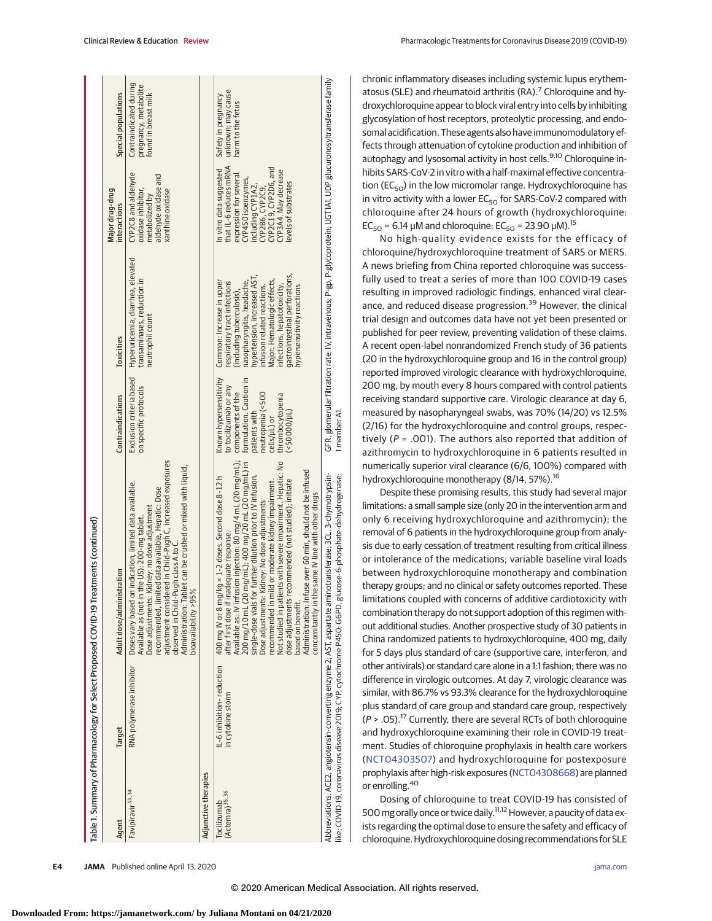Table 1. Summary of Pharmacology for Select Proposed COVID-19 Treatments (continued)

| Agent | Target | Adult dose/administration | Contraindications | Toxicities | Major drug-drug interactions | Special populations |
|---|---|---|---|---|---|---|
| Favipiravir[33,34] | RNA polymerase inhibitor | Doses vary based on indication, limited data available. Available as (not in the US): 200-mg tablet. Dose adjustments: Kidney: no dose adjustment recommended, limited data available. Hepatic: Dose adjustment considered in Child-Pugh C, increased exposures observed in Child-Pugh class A to C. Administration: Tablet can be crushed or mixed with liquid, bioavailability >95% | Exclusion criteria based on specific protocols | Hyperuricemia, diarrhea, elevated transaminases, reduction in neutrophil count | CYP2C8 and aldehyde oxidase inhibitor, metabolized by aldehyde oxidase and xanthine oxidase | Contraindicated during pregnancy, metabolite found in breast milk |
| **Adjunctive therapies** | | | | | | |
| Tocilizumab (Actemra)[35,36] | IL-6 inhibition- reduction in cytokine storm | 400 mg IV or 8 mg/kg × 1-2 doses. Second dose 8-12 h after first dose if inadequate response. Available as: IV infusion injection: 80 mg/4 mL (20 mg/mL); 200 mg/10 mL (20 mg/mL); 400 mg/20 mL (20 mg/mL) in single-dose vials for further dilution prior to IV infusion. Dose adjustments: Kidney: No dose adjustments recommended in mild or moderate kidney impairment. Not studied in patients with severe impairment. Hepatic: No dose adjustments recommended (not studied); initiate based on benefit. Administration: Infuse over 60 min, should not be infused concomitantly in the same IV line with other drugs | Known hypersensitivity to tocilizumab or any components of the formulation. Caution in patients with neutropenia (<500 cells/μL) or thrombocytopenia (<50 000/μL) | Common: Increase in upper respiratory tract infections (including tuberculosis), nasopharyngitis, headache, hypertension, increased AST, infusion related reactions. Major: Hematologic effects, infections, hepatotoxicity, gastrointestinal perforations, hypersensitivity reactions | In vitro data suggested that IL-6 reduces mRNA expression for several CYP450 isoenzymes, including CYP1A2, CYP2B6, CYP2C9, CYP2C19, CYP2D6, and CYP3A4. May decrease levels of substrates | Safety in pregnancy unknown; may cause harm to the fetus |

Abbreviations: ACE2, angiotensin-converting enzyme 2; AST, aspartate aminotransferase; 3CL, 3-chymotrypsin-like; COVID-19, coronavirus disease 2019; CYP, cytochrome P450; G6PD, glucose-6-phosphate-dehydrogenase; GFR, glomerular filtration rate; IV, intravenous; P-gp, P-glycoprotein; UGT1A1, UDP glucuronosyltransferase family 1 member A1.

chronic inflammatory diseases including systemic lupus erythematosus (SLE) and rheumatoid arthritis (RA).[7] Chloroquine and hydroxychloroquine appear to block viral entry into cells by inhibiting glycosylation of host receptors, proteolytic processing, and endosomal acidification. These agents also have immunomodulatory effects through attenuation of cytokine production and inhibition of autophagy and lysosomal activity in host cells.[9,10] Chloroquine inhibits SARS-CoV-2 in vitro with a half-maximal effective concentration ($EC_{50}$) in the low micromolar range. Hydroxychloroquine has in vitro activity with a lower $EC_{50}$ for SARS-CoV-2 compared with chloroquine after 24 hours of growth (hydroxychloroquine: $EC_{50}$ = 6.14 μM and chloroquine: $EC_{50}$ = 23.90 μM).[15]

No high-quality evidence exists for the efficacy of chloroquine/hydroxychloroquine treatment of SARS or MERS. A news briefing from China reported chloroquine was successfully used to treat a series of more than 100 COVID-19 cases resulting in improved radiologic findings, enhanced viral clearance, and reduced disease progression.[39] However, the clinical trial design and outcomes data have not yet been presented or published for peer review, preventing validation of these claims. A recent open-label nonrandomized French study of 36 patients (20 in the hydroxychloroquine group and 16 in the control group) reported improved virologic clearance with hydroxychloroquine, 200 mg, by mouth every 8 hours compared with control patients receiving standard supportive care. Virologic clearance at day 6, measured by nasopharyngeal swabs, was 70% (14/20) vs 12.5% (2/16) for the hydroxychloroquine and control groups, respectively ($P$ = .001). The authors also reported that addition of azithromycin to hydroxychloroquine in 6 patients resulted in numerically superior viral clearance (6/6, 100%) compared with hydroxychloroquine monotherapy (8/14, 57%).[16]

Despite these promising results, this study had several major limitations: a small sample size (only 20 in the intervention arm and only 6 receiving hydroxychloroquine and azithromycin); the removal of 6 patients in the hydroxychloroquine group from analysis due to early cessation of treatment resulting from critical illness or intolerance of the medications; variable baseline viral loads between hydroxychloroquine monotherapy and combination therapy groups; and no clinical or safety outcomes reported. These limitations coupled with concerns of additive cardiotoxicity with combination therapy do not support adoption of this regimen without additional studies. Another prospective study of 30 patients in China randomized patients to hydroxychloroquine, 400 mg, daily for 5 days plus standard of care (supportive care, interferon, and other antivirals) or standard care alone in a 1:1 fashion; there was no difference in virologic outcomes. At day 7, virologic clearance was similar, with 86.7% vs 93.3% clearance for the hydroxychloroquine plus standard of care group and standard care group, respectively ($P$ > .05).[17] Currently, there are several RCTs of both chloroquine and hydroxychloroquine examining their role in COVID-19 treatment. Studies of chloroquine prophylaxis in health care workers (NCT04303507) and hydroxychloroquine for postexposure prophylaxis after high-risk exposures (NCT04308668) are planned or enrolling.[40]

Dosing of chloroquine to treat COVID-19 has consisted of 500 mg orally once or twice daily.[11,12] However, a paucity of data exists regarding the optimal dose to ensure the safety and efficacy of chloroquine. Hydroxychloroquine dosing recommendations for SLE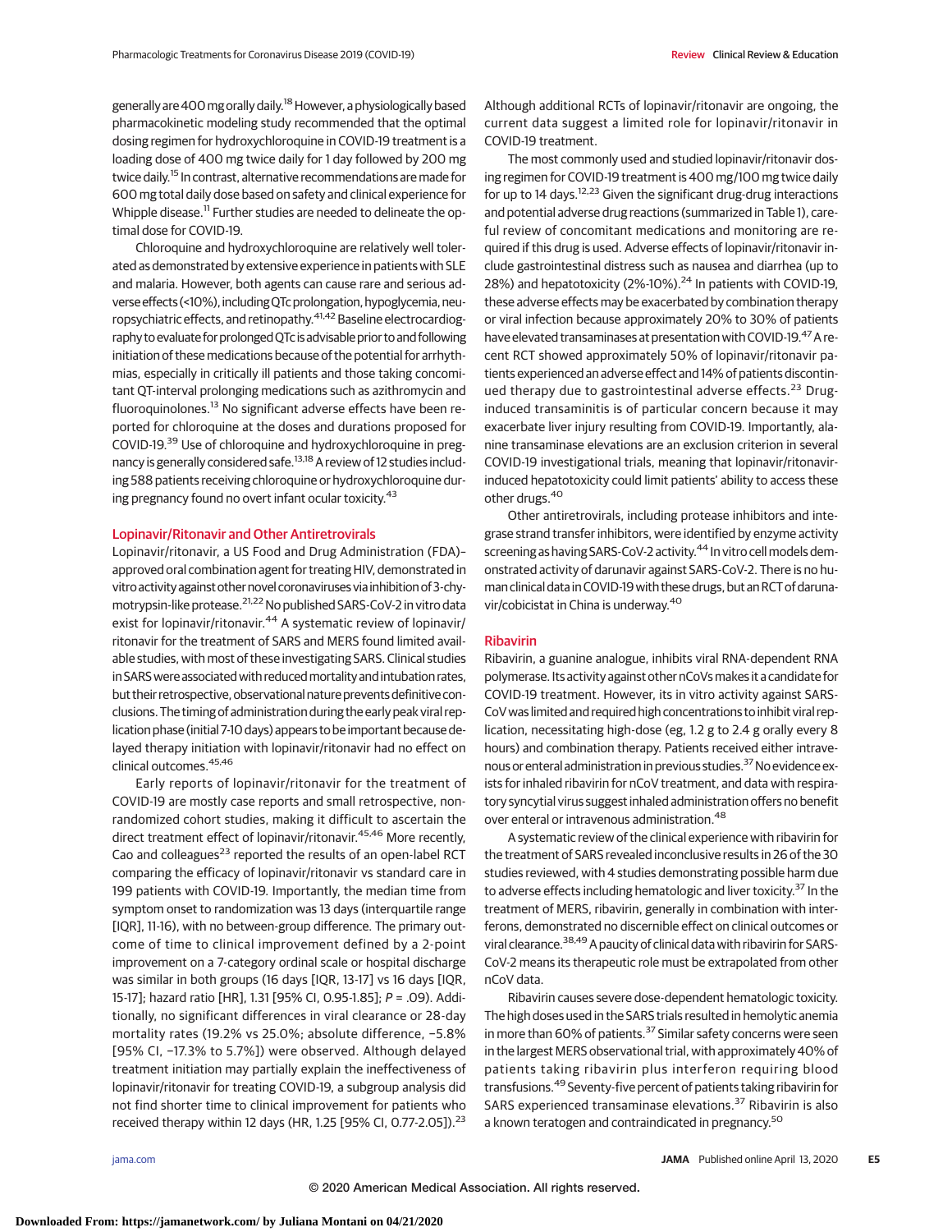generally are 400 mg orally daily.[18] However, a physiologically based pharmacokinetic modeling study recommended that the optimal dosing regimen for hydroxychloroquine in COVID-19 treatment is a loading dose of 400 mg twice daily for 1 day followed by 200 mg twice daily.[15] In contrast, alternative recommendations are made for 600 mg total daily dose based on safety and clinical experience for Whipple disease.[11] Further studies are needed to delineate the optimal dose for COVID-19.

Chloroquine and hydroxychloroquine are relatively well tolerated as demonstrated by extensive experience in patients with SLE and malaria. However, both agents can cause rare and serious adverse effects (<10%), including QTc prolongation, hypoglycemia, neuropsychiatric effects, and retinopathy.[41,42] Baseline electrocardiography to evaluate for prolonged QTc is advisable prior to and following initiation of these medications because of the potential for arrhythmias, especially in critically ill patients and those taking concomitant QT-interval prolonging medications such as azithromycin and fluoroquinolones.[13] No significant adverse effects have been reported for chloroquine at the doses and durations proposed for COVID-19.[39] Use of chloroquine and hydroxychloroquine in pregnancy is generally considered safe.[13,18] A review of 12 studies including 588 patients receiving chloroquine or hydroxychloroquine during pregnancy found no overt infant ocular toxicity.[43]

## Lopinavir/Ritonavir and Other Antiretrovirals

Lopinavir/ritonavir, a US Food and Drug Administration (FDA)–approved oral combination agent for treating HIV, demonstrated in vitro activity against other novel coronaviruses via inhibition of 3-chymotrypsin-like protease.[21,22] No published SARS-CoV-2 in vitro data exist for lopinavir/ritonavir.[44] A systematic review of lopinavir/ritonavir for the treatment of SARS and MERS found limited available studies, with most of these investigating SARS. Clinical studies in SARS were associated with reduced mortality and intubation rates, but their retrospective, observational nature prevents definitive conclusions. The timing of administration during the early peak viral replication phase (initial 7-10 days) appears to be important because delayed therapy initiation with lopinavir/ritonavir had no effect on clinical outcomes.[45,46]

Early reports of lopinavir/ritonavir for the treatment of COVID-19 are mostly case reports and small retrospective, nonrandomized cohort studies, making it difficult to ascertain the direct treatment effect of lopinavir/ritonavir.[45,46] More recently, Cao and colleagues[23] reported the results of an open-label RCT comparing the efficacy of lopinavir/ritonavir vs standard care in 199 patients with COVID-19. Importantly, the median time from symptom onset to randomization was 13 days (interquartile range [IQR], 11-16), with no between-group difference. The primary outcome of time to clinical improvement defined by a 2-point improvement on a 7-category ordinal scale or hospital discharge was similar in both groups (16 days [IQR, 13-17] vs 16 days [IQR, 15-17]; hazard ratio [HR], 1.31 [95% CI, 0.95-1.85]; *P* = .09). Additionally, no significant differences in viral clearance or 28-day mortality rates (19.2% vs 25.0%; absolute difference, −5.8% [95% CI, −17.3% to 5.7%]) were observed. Although delayed treatment initiation may partially explain the ineffectiveness of lopinavir/ritonavir for treating COVID-19, a subgroup analysis did not find shorter time to clinical improvement for patients who received therapy within 12 days (HR, 1.25 [95% CI, 0.77-2.05]).[23] Although additional RCTs of lopinavir/ritonavir are ongoing, the current data suggest a limited role for lopinavir/ritonavir in COVID-19 treatment.

The most commonly used and studied lopinavir/ritonavir dosing regimen for COVID-19 treatment is 400 mg/100 mg twice daily for up to 14 days.[12,23] Given the significant drug-drug interactions and potential adverse drug reactions (summarized in Table 1), careful review of concomitant medications and monitoring are required if this drug is used. Adverse effects of lopinavir/ritonavir include gastrointestinal distress such as nausea and diarrhea (up to 28%) and hepatotoxicity (2%-10%).[24] In patients with COVID-19, these adverse effects may be exacerbated by combination therapy or viral infection because approximately 20% to 30% of patients have elevated transaminases at presentation with COVID-19.[47] A recent RCT showed approximately 50% of lopinavir/ritonavir patients experienced an adverse effect and 14% of patients discontinued therapy due to gastrointestinal adverse effects.[23] Drug-induced transaminitis is of particular concern because it may exacerbate liver injury resulting from COVID-19. Importantly, alanine transaminase elevations are an exclusion criterion in several COVID-19 investigational trials, meaning that lopinavir/ritonavir-induced hepatotoxicity could limit patients' ability to access these other drugs.[40]

Other antiretrovirals, including protease inhibitors and integrase strand transfer inhibitors, were identified by enzyme activity screening as having SARS-CoV-2 activity.[44] In vitro cell models demonstrated activity of darunavir against SARS-CoV-2. There is no human clinical data in COVID-19 with these drugs, but an RCT of darunavir/cobicistat in China is underway.[40]

## Ribavirin

Ribavirin, a guanine analogue, inhibits viral RNA-dependent RNA polymerase. Its activity against other nCoVs makes it a candidate for COVID-19 treatment. However, its in vitro activity against SARS-CoV was limited and required high concentrations to inhibit viral replication, necessitating high-dose (eg, 1.2 g to 2.4 g orally every 8 hours) and combination therapy. Patients received either intravenous or enteral administration in previous studies.[37] No evidence exists for inhaled ribavirin for nCoV treatment, and data with respiratory syncytial virus suggest inhaled administration offers no benefit over enteral or intravenous administration.[48]

A systematic review of the clinical experience with ribavirin for the treatment of SARS revealed inconclusive results in 26 of the 30 studies reviewed, with 4 studies demonstrating possible harm due to adverse effects including hematologic and liver toxicity.[37] In the treatment of MERS, ribavirin, generally in combination with interferons, demonstrated no discernible effect on clinical outcomes or viral clearance.[38,49] A paucity of clinical data with ribavirin for SARS-CoV-2 means its therapeutic role must be extrapolated from other nCoV data.

Ribavirin causes severe dose-dependent hematologic toxicity. The high doses used in the SARS trials resulted in hemolytic anemia in more than 60% of patients.[37] Similar safety concerns were seen in the largest MERS observational trial, with approximately 40% of patients taking ribavirin plus interferon requiring blood transfusions.[49] Seventy-five percent of patients taking ribavirin for SARS experienced transaminase elevations.[37] Ribavirin is also a known teratogen and contraindicated in pregnancy.[50]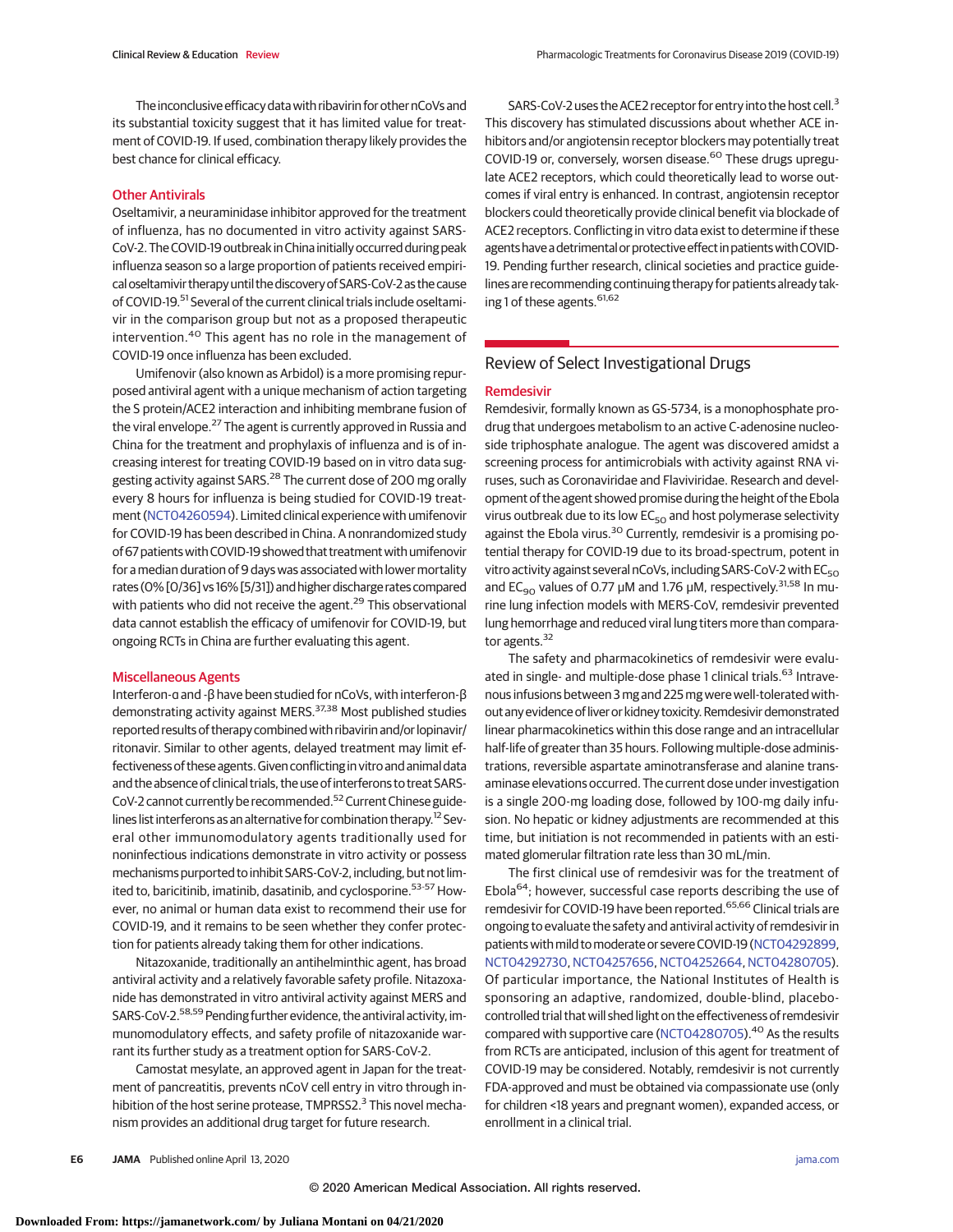The inconclusive efficacy data with ribavirin for other nCoVs and its substantial toxicity suggest that it has limited value for treatment of COVID-19. If used, combination therapy likely provides the best chance for clinical efficacy.

### Other Antivirals

Oseltamivir, a neuraminidase inhibitor approved for the treatment of influenza, has no documented in vitro activity against SARS-CoV-2. The COVID-19 outbreak in China initially occurred during peak influenza season so a large proportion of patients received empirical oseltamivir therapy until the discovery of SARS-CoV-2 as the cause of COVID-19.[51] Several of the current clinical trials include oseltamivir in the comparison group but not as a proposed therapeutic intervention.[40] This agent has no role in the management of COVID-19 once influenza has been excluded.

Umifenovir (also known as Arbidol) is a more promising repurposed antiviral agent with a unique mechanism of action targeting the S protein/ACE2 interaction and inhibiting membrane fusion of the viral envelope.[27] The agent is currently approved in Russia and China for the treatment and prophylaxis of influenza and is of increasing interest for treating COVID-19 based on in vitro data suggesting activity against SARS.[28] The current dose of 200 mg orally every 8 hours for influenza is being studied for COVID-19 treatment (NCT04260594). Limited clinical experience with umifenovir for COVID-19 has been described in China. A nonrandomized study of 67 patients with COVID-19 showed that treatment with umifenovir for a median duration of 9 days was associated with lower mortality rates (0% [0/36] vs 16% [5/31]) and higher discharge rates compared with patients who did not receive the agent.[29] This observational data cannot establish the efficacy of umifenovir for COVID-19, but ongoing RCTs in China are further evaluating this agent.

### Miscellaneous Agents

Interferon-α and -β have been studied for nCoVs, with interferon-β demonstrating activity against MERS.[37,38] Most published studies reported results of therapy combined with ribavirin and/or lopinavir/ritonavir. Similar to other agents, delayed treatment may limit effectiveness of these agents. Given conflicting in vitro and animal data and the absence of clinical trials, the use of interferons to treat SARS-CoV-2 cannot currently be recommended.[52] Current Chinese guidelines list interferons as an alternative for combination therapy.[12] Several other immunomodulatory agents traditionally used for noninfectious indications demonstrate in vitro activity or possess mechanisms purported to inhibit SARS-CoV-2, including, but not limited to, baricitinib, imatinib, dasatinib, and cyclosporine.[53-57] However, no animal or human data exist to recommend their use for COVID-19, and it remains to be seen whether they confer protection for patients already taking them for other indications.

Nitazoxanide, traditionally an antihelminthic agent, has broad antiviral activity and a relatively favorable safety profile. Nitazoxanide has demonstrated in vitro antiviral activity against MERS and SARS-CoV-2.[58,59] Pending further evidence, the antiviral activity, immunomodulatory effects, and safety profile of nitazoxanide warrant its further study as a treatment option for SARS-CoV-2.

Camostat mesylate, an approved agent in Japan for the treatment of pancreatitis, prevents nCoV cell entry in vitro through inhibition of the host serine protease, TMPRSS2.[3] This novel mechanism provides an additional drug target for future research.

SARS-CoV-2 uses the ACE2 receptor for entry into the host cell.[3] This discovery has stimulated discussions about whether ACE inhibitors and/or angiotensin receptor blockers may potentially treat COVID-19 or, conversely, worsen disease.[60] These drugs upregulate ACE2 receptors, which could theoretically lead to worse outcomes if viral entry is enhanced. In contrast, angiotensin receptor blockers could theoretically provide clinical benefit via blockade of ACE2 receptors. Conflicting in vitro data exist to determine if these agents have a detrimental or protective effect in patients with COVID-19. Pending further research, clinical societies and practice guidelines are recommending continuing therapy for patients already taking 1 of these agents.[61,62]

## Review of Select Investigational Drugs

### Remdesivir

Remdesivir, formally known as GS-5734, is a monophosphate prodrug that undergoes metabolism to an active C-adenosine nucleoside triphosphate analogue. The agent was discovered amidst a screening process for antimicrobials with activity against RNA viruses, such as Coronaviridae and Flaviviridae. Research and development of the agent showed promise during the height of the Ebola virus outbreak due to its low $EC_{50}$ and host polymerase selectivity against the Ebola virus.[30] Currently, remdesivir is a promising potential therapy for COVID-19 due to its broad-spectrum, potent in vitro activity against several nCoVs, including SARS-CoV-2 with $EC_{50}$ and $EC_{90}$ values of 0.77 μM and 1.76 μM, respectively.[31,58] In murine lung infection models with MERS-CoV, remdesivir prevented lung hemorrhage and reduced viral lung titers more than comparator agents.[32]

The safety and pharmacokinetics of remdesivir were evaluated in single- and multiple-dose phase 1 clinical trials.[63] Intravenous infusions between 3 mg and 225 mg were well-tolerated without any evidence of liver or kidney toxicity. Remdesivir demonstrated linear pharmacokinetics within this dose range and an intracellular half-life of greater than 35 hours. Following multiple-dose administrations, reversible aspartate aminotransferase and alanine transaminase elevations occurred. The current dose under investigation is a single 200-mg loading dose, followed by 100-mg daily infusion. No hepatic or kidney adjustments are recommended at this time, but initiation is not recommended in patients with an estimated glomerular filtration rate less than 30 mL/min.

The first clinical use of remdesivir was for the treatment of Ebola[64]; however, successful case reports describing the use of remdesivir for COVID-19 have been reported.[65,66] Clinical trials are ongoing to evaluate the safety and antiviral activity of remdesivir in patients with mild to moderate or severe COVID-19 (NCT04292899, NCT04292730, NCT04257656, NCT04252664, NCT04280705). Of particular importance, the National Institutes of Health is sponsoring an adaptive, randomized, double-blind, placebo-controlled trial that will shed light on the effectiveness of remdesivir compared with supportive care (NCT04280705).[40] As the results from RCTs are anticipated, inclusion of this agent for treatment of COVID-19 may be considered. Notably, remdesivir is not currently FDA-approved and must be obtained via compassionate use (only for children <18 years and pregnant women), expanded access, or enrollment in a clinical trial.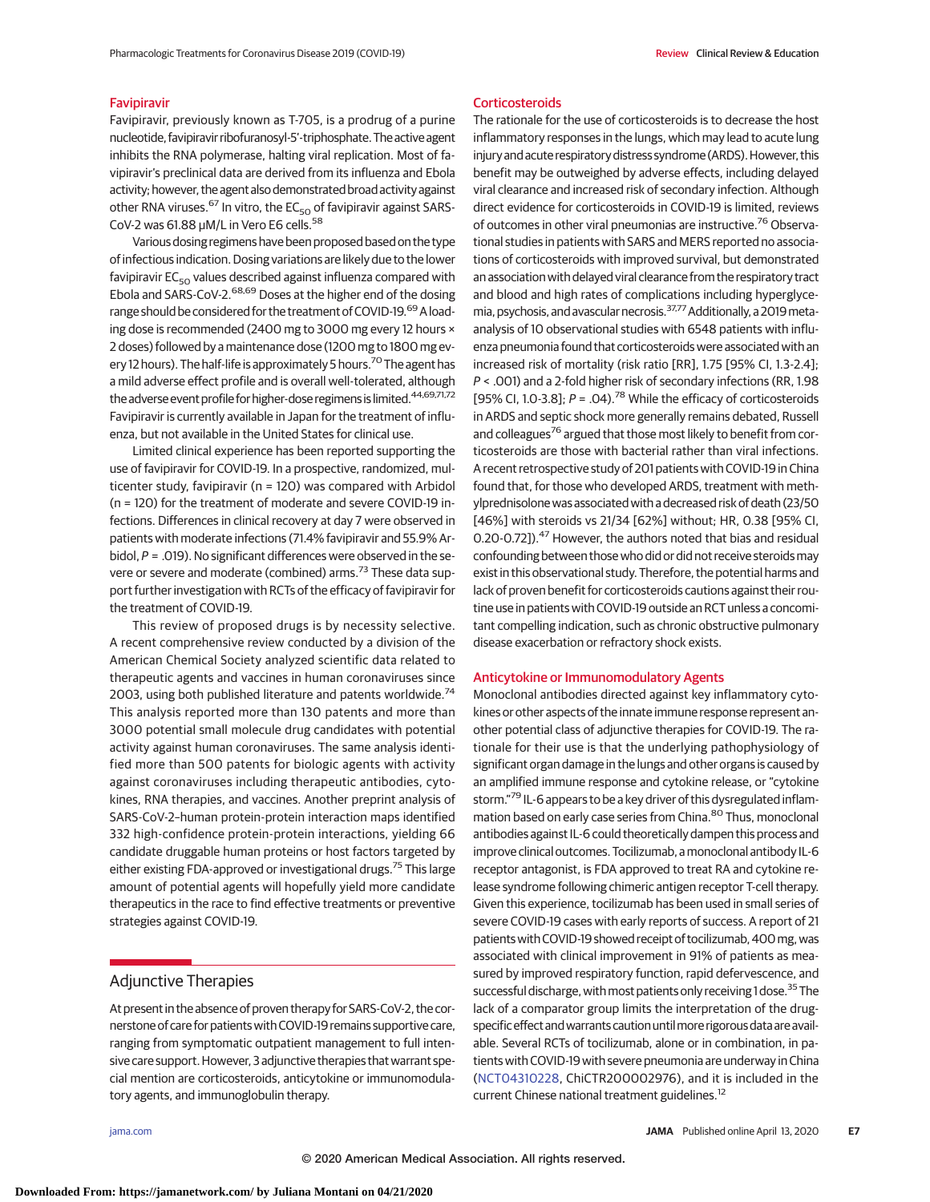### Favipiravir

Favipiravir, previously known as T-705, is a prodrug of a purine nucleotide, favipiravir ribofuranosyl-5′-triphosphate. The active agent inhibits the RNA polymerase, halting viral replication. Most of favipiravir's preclinical data are derived from its influenza and Ebola activity; however, the agent also demonstrated broad activity against other RNA viruses.[67] In vitro, the $EC_{50}$ of favipiravir against SARS-CoV-2 was 61.88 μM/L in Vero E6 cells.[58]

Various dosing regimens have been proposed based on the type of infectious indication. Dosing variations are likely due to the lower favipiravir $EC_{50}$ values described against influenza compared with Ebola and SARS-CoV-2.[68,69] Doses at the higher end of the dosing range should be considered for the treatment of COVID-19.[69] A loading dose is recommended (2400 mg to 3000 mg every 12 hours × 2 doses) followed by a maintenance dose (1200 mg to 1800 mg every 12 hours). The half-life is approximately 5 hours.[70] The agent has a mild adverse effect profile and is overall well-tolerated, although the adverse event profile for higher-dose regimens is limited.[44,69,71,72] Favipiravir is currently available in Japan for the treatment of influenza, but not available in the United States for clinical use.

Limited clinical experience has been reported supporting the use of favipiravir for COVID-19. In a prospective, randomized, multicenter study, favipiravir (n = 120) was compared with Arbidol (n = 120) for the treatment of moderate and severe COVID-19 infections. Differences in clinical recovery at day 7 were observed in patients with moderate infections (71.4% favipiravir and 55.9% Arbidol, $P = .019$). No significant differences were observed in the severe or severe and moderate (combined) arms.[73] These data support further investigation with RCTs of the efficacy of favipiravir for the treatment of COVID-19.

This review of proposed drugs is by necessity selective. A recent comprehensive review conducted by a division of the American Chemical Society analyzed scientific data related to therapeutic agents and vaccines in human coronaviruses since 2003, using both published literature and patents worldwide.[74] This analysis reported more than 130 patents and more than 3000 potential small molecule drug candidates with potential activity against human coronaviruses. The same analysis identified more than 500 patents for biologic agents with activity against coronaviruses including therapeutic antibodies, cytokines, RNA therapies, and vaccines. Another preprint analysis of SARS-CoV-2–human protein-protein interaction maps identified 332 high-confidence protein-protein interactions, yielding 66 candidate druggable human proteins or host factors targeted by either existing FDA-approved or investigational drugs.[75] This large amount of potential agents will hopefully yield more candidate therapeutics in the race to find effective treatments or preventive strategies against COVID-19.

## Adjunctive Therapies

At present in the absence of proven therapy for SARS-CoV-2, the cornerstone of care for patients with COVID-19 remains supportive care, ranging from symptomatic outpatient management to full intensive care support. However, 3 adjunctive therapies that warrant special mention are corticosteroids, anticytokine or immunomodulatory agents, and immunoglobulin therapy.

### Corticosteroids

The rationale for the use of corticosteroids is to decrease the host inflammatory responses in the lungs, which may lead to acute lung injury and acute respiratory distress syndrome (ARDS). However, this benefit may be outweighed by adverse effects, including delayed viral clearance and increased risk of secondary infection. Although direct evidence for corticosteroids in COVID-19 is limited, reviews of outcomes in other viral pneumonias are instructive.[76] Observational studies in patients with SARS and MERS reported no associations of corticosteroids with improved survival, but demonstrated an association with delayed viral clearance from the respiratory tract and blood and high rates of complications including hyperglycemia, psychosis, and avascular necrosis.[37,77] Additionally, a 2019 meta-analysis of 10 observational studies with 6548 patients with influenza pneumonia found that corticosteroids were associated with an increased risk of mortality (risk ratio [RR], 1.75 [95% CI, 1.3-2.4]; $P < .001$) and a 2-fold higher risk of secondary infections (RR, 1.98 [95% CI, 1.0-3.8]; $P = .04$).[78] While the efficacy of corticosteroids in ARDS and septic shock more generally remains debated, Russell and colleagues[76] argued that those most likely to benefit from corticosteroids are those with bacterial rather than viral infections. A recent retrospective study of 201 patients with COVID-19 in China found that, for those who developed ARDS, treatment with methylprednisolone was associated with a decreased risk of death (23/50 [46%] with steroids vs 21/34 [62%] without; HR, 0.38 [95% CI, 0.20-0.72]).[47] However, the authors noted that bias and residual confounding between those who did or did not receive steroids may exist in this observational study. Therefore, the potential harms and lack of proven benefit for corticosteroids cautions against their routine use in patients with COVID-19 outside an RCT unless a concomitant compelling indication, such as chronic obstructive pulmonary disease exacerbation or refractory shock exists.

### Anticytokine or Immunomodulatory Agents

Monoclonal antibodies directed against key inflammatory cytokines or other aspects of the innate immune response represent another potential class of adjunctive therapies for COVID-19. The rationale for their use is that the underlying pathophysiology of significant organ damage in the lungs and other organs is caused by an amplified immune response and cytokine release, or "cytokine storm."[79] IL-6 appears to be a key driver of this dysregulated inflammation based on early case series from China.[80] Thus, monoclonal antibodies against IL-6 could theoretically dampen this process and improve clinical outcomes. Tocilizumab, a monoclonal antibody IL-6 receptor antagonist, is FDA approved to treat RA and cytokine release syndrome following chimeric antigen receptor T-cell therapy. Given this experience, tocilizumab has been used in small series of severe COVID-19 cases with early reports of success. A report of 21 patients with COVID-19 showed receipt of tocilizumab, 400 mg, was associated with clinical improvement in 91% of patients as measured by improved respiratory function, rapid defervescence, and successful discharge, with most patients only receiving 1 dose.[35] The lack of a comparator group limits the interpretation of the drug-specific effect and warrants caution until more rigorous data are available. Several RCTs of tocilizumab, alone or in combination, in patients with COVID-19 with severe pneumonia are underway in China (NCT04310228, ChiCTR2000029765), and it is included in the current Chinese national treatment guidelines.[12]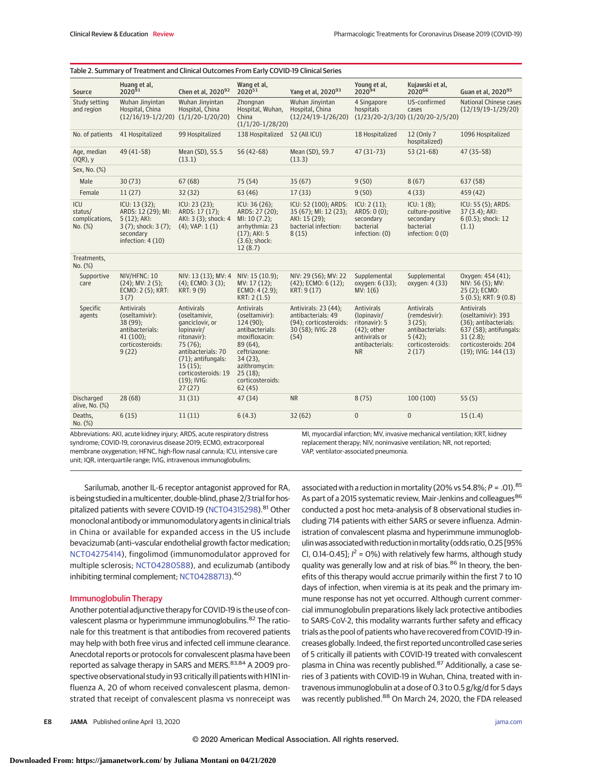Table 2. Summary of Treatment and Clinical Outcomes From Early COVID-19 Clinical Series

| Source | Huang et al, 2020[91] | Chen et al, 2020[92] | Wang et al, 2020[51] | Yang et al, 2020[93] | Young et al, 2020[94] | Kujawski et al, 2020[66] | Guan et al, 2020[95] |
|---|---|---|---|---|---|---|---|
| Study setting and region | Wuhan Jinyintan Hospital, China (12/16/19-1/2/20) | Wuhan Jinyintan Hospital, China (1/1/20-1/20/20) | Zhongnan Hospital, Wuhan, China (1/1/20-1/28/20) | Wuhan Jinyintan Hospital, China (12/24/19-1/26/20) | 4 Singapore hospitals (1/23/20-2/3/20) | US-confirmed cases (1/20/20-2/5/20) | National Chinese cases (12/19/19-1/29/20) |
| No. of patients | 41 Hospitalized | 99 Hospitalized | 138 Hospitalized | 52 (All ICU) | 18 Hospitalized | 12 (Only 7 hospitalized) | 1096 Hospitalized |
| Age, median (IQR), y | 49 (41-58) | Mean (SD), 55.5 (13.1) | 56 (42-68) | Mean (SD), 59.7 (13.3) | 47 (31-73) | 53 (21-68) | 47 (35-58) |
| Sex, No. (%) | | | | | | | |
| Male | 30 (73) | 67 (68) | 75 (54) | 35 (67) | 9 (50) | 8 (67) | 637 (58) |
| Female | 11 (27) | 32 (32) | 63 (46) | 17 (33) | 9 (50) | 4 (33) | 459 (42) |
| ICU status/complications, No. (%) | ICU: 13 (32); ARDS: 12 (29); MI: 5 (12); AKI: 3 (7); shock: 3 (7); secondary infection: 4 (10) | ICU: 23 (23); ARDS: 17 (17); AKI: 3 (3); shock: 4 (4); VAP: 1 (1) | ICU: 36 (26); ARDS: 27 (20); MI: 10 (7.2); arrhythmia: 23 (17); AKI: 5 (3.6); shock: 12 (8.7) | ICU: 52 (100); ARDS: 35 (67); MI: 12 (23); AKI: 15 (29); bacterial infection: 8 (15) | ICU: 2 (11); ARDS: 0 (0); secondary bacterial infection: (0) | ICU: 1 (8); culture-positive secondary bacterial infection: 0 (0) | ICU: 55 (5); ARDS: 37 (3.4); AKI: 6 (0.5); shock: 12 (1.1) |
| Treatments, No. (%) | | | | | | | |
| Supportive care | NIV/HFNC: 10 (24); MV: 2 (5); ECMO: 2 (5); KRT: 3 (7) | NIV: 13 (13); MV: 4 (4); ECMO: 3 (3); KRT: 9 (9) | NIV: 15 (10.9); MV: 17 (12); ECMO: 4 (2.9); KRT: 2 (1.5) | NIV: 29 (56); MV: 22 (42); ECMO: 6 (12); KRT: 9 (17) | Supplemental oxygen: 6 (33); MV: 1(6) | Supplemental oxygen: 4 (33) | Oxygen: 454 (41); NIV: 56 (5); MV: 25 (2); ECMO: 5 (0.5); KRT: 9 (0.8) |
| Specific agents | Antivirals (oseltamivir): 38 (99); antibacterials: 41 (100); corticosteroids: 9 (22) | Antivirals (oseltamivir, ganciclovir, or lopinavir/ritonavir): 75 (76); antibacterials: 70 (71); antifungals: 15 (15); corticosteroids: 19 (19); IVIG: 27 (27) | Antivirals (oseltamivir): 124 (90); antibacterials: moxifloxacin: 89 (64), ceftriaxone: 34 (23), azithromycin: 25 (18); corticosteroids: 62 (45) | Antivirals: 23 (44); antibacterials: 49 (94); corticosteroids: 30 (58); IVIG: 28 (54) | Antivirals (lopinavir/ritonavir): 5 (42); other antivirals or antibacterials: NR | Antivirals (remdesivir): 3 (25); antibacterials: 5 (42); corticosteroids: 2 (17) | Antivirals (oseltamivir): 393 (36); antibacterials: 637 (58); antifungals: 31 (2.8); corticosteroids: 204 (19); IVIG: 144 (13) |
| Discharged alive, No. (%) | 28 (68) | 31 (31) | 47 (34) | NR | 8 (75) | 100 (100) | 55 (5) |
| Deaths, No. (%) | 6 (15) | 11 (11) | 6 (4.3) | 32 (62) | 0 | 0 | 15 (1.4) |

Abbreviations: AKI, acute kidney injury; ARDS, acute respiratory distress syndrome; COVID-19, coronavirus disease 2019; ECMO, extracorporeal membrane oxygenation; HFNC, high-flow nasal cannula; ICU, intensive care unit; IQR, interquartile range; IVIG, intravenous immunoglobulins; MI, myocardial infarction; MV, invasive mechanical ventilation; KRT, kidney replacement therapy; NIV, noninvasive ventilation; NR, not reported; VAP, ventilator-associated pneumonia.

Sarilumab, another IL-6 receptor antagonist approved for RA, is being studied in a multicenter, double-blind, phase 2/3 trial for hospitalized patients with severe COVID-19 (NCT04315298).[81] Other monoclonal antibody or immunomodulatory agents in clinical trials in China or available for expanded access in the US include bevacizumab (anti–vascular endothelial growth factor medication; NCT04275414), fingolimod (immunomodulator approved for multiple sclerosis; NCT04280588), and eculizumab (antibody inhibiting terminal complement; NCT04288713).[40]

## Immunoglobulin Therapy

Another potential adjunctive therapy for COVID-19 is the use of convalescent plasma or hyperimmune immunoglobulins.[82] The rationale for this treatment is that antibodies from recovered patients may help with both free virus and infected cell immune clearance. Anecdotal reports or protocols for convalescent plasma have been reported as salvage therapy in SARS and MERS.[83,84] A 2009 prospective observational study in 93 critically ill patients with H1N1 influenza A, 20 of whom received convalescent plasma, demonstrated that receipt of convalescent plasma vs nonreceipt was associated with a reduction in mortality (20% vs 54.8%; $P = .01$).[85] As part of a 2015 systematic review, Mair-Jenkins and colleagues[86] conducted a post hoc meta-analysis of 8 observational studies including 714 patients with either SARS or severe influenza. Administration of convalescent plasma and hyperimmune immunoglobulin was associated with reduction in mortality (odds ratio, 0.25 [95% CI, 0.14-0.45]; $I^2$ = 0%) with relatively few harms, although study quality was generally low and at risk of bias.[86] In theory, the benefits of this therapy would accrue primarily within the first 7 to 10 days of infection, when viremia is at its peak and the primary immune response has not yet occurred. Although current commercial immunoglobulin preparations likely lack protective antibodies to SARS-CoV-2, this modality warrants further safety and efficacy trials as the pool of patients who have recovered from COVID-19 increases globally. Indeed, the first reported uncontrolled case series of 5 critically ill patients with COVID-19 treated with convalescent plasma in China was recently published.[87] Additionally, a case series of 3 patients with COVID-19 in Wuhan, China, treated with intravenous immunoglobulin at a dose of 0.3 to 0.5 g/kg/d for 5 days was recently published.[88] On March 24, 2020, the FDA released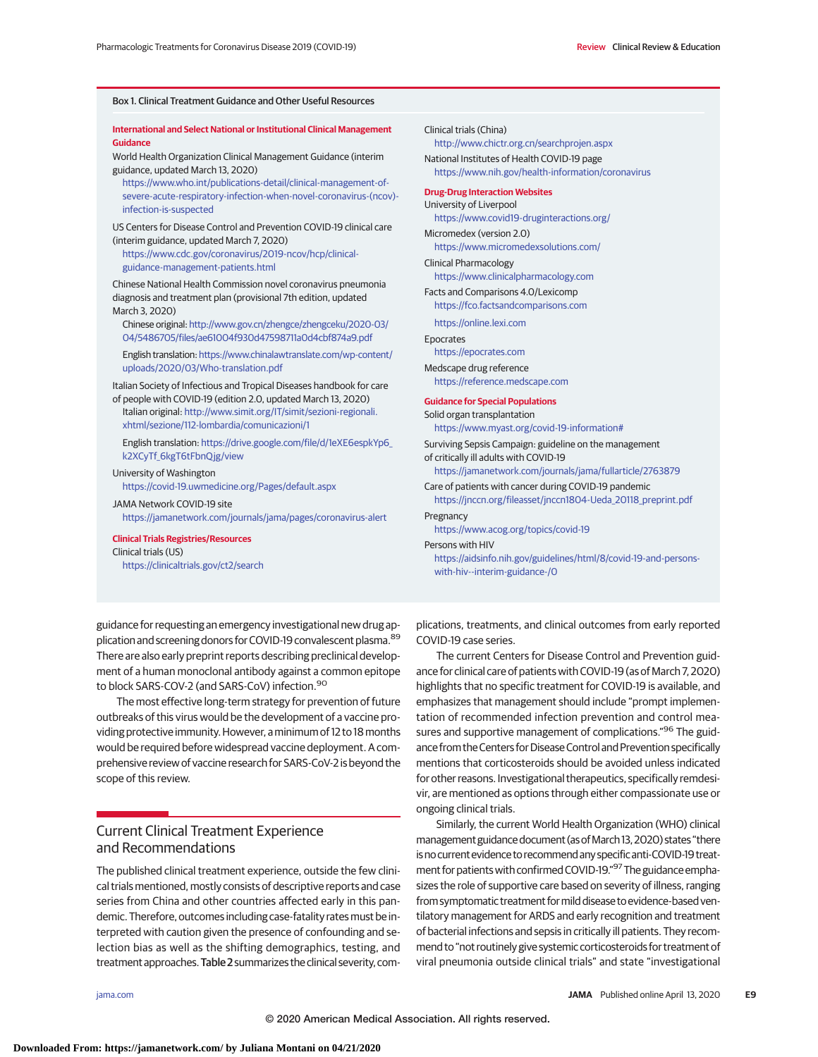**Box 1. Clinical Treatment Guidance and Other Useful Resources**

**International and Select National or Institutional Clinical Management Guidance**

World Health Organization Clinical Management Guidance (interim guidance, updated March 13, 2020)
https://www.who.int/publications-detail/clinical-management-of-severe-acute-respiratory-infection-when-novel-coronavirus-(ncov)-infection-is-suspected

US Centers for Disease Control and Prevention COVID-19 clinical care (interim guidance, updated March 7, 2020)
https://www.cdc.gov/coronavirus/2019-ncov/hcp/clinical-guidance-management-patients.html

Chinese National Health Commission novel coronavirus pneumonia diagnosis and treatment plan (provisional 7th edition, updated March 3, 2020)
Chinese original: http://www.gov.cn/zhengce/zhengceku/2020-03/04/5486705/files/ae61004f930d47598711a0d4cbf874a9.pdf
English translation: https://www.chinalawtranslate.com/wp-content/uploads/2020/03/Who-translation.pdf

Italian Society of Infectious and Tropical Diseases handbook for care of people with COVID-19 (edition 2.0, updated March 13, 2020)
Italian original: http://www.simit.org/IT/simit/sezioni-regionali.xhtml/sezione/112-lombardia/comunicazioni/1
English translation: https://drive.google.com/file/d/1eXE6espkYp6_k2XCyTf_6kgT6tFbnQjg/view

University of Washington
https://covid-19.uwmedicine.org/Pages/default.aspx

JAMA Network COVID-19 site
https://jamanetwork.com/journals/jama/pages/coronavirus-alert

**Clinical Trials Registries/Resources**

Clinical trials (US)
https://clinicaltrials.gov/ct2/search

Clinical trials (China)
http://www.chictr.org.cn/searchprojen.aspx

National Institutes of Health COVID-19 page
https://www.nih.gov/health-information/coronavirus

**Drug-Drug Interaction Websites**

University of Liverpool
https://www.covid19-druginteractions.org/

Micromedex (version 2.0)
https://www.micromedexsolutions.com/

Clinical Pharmacology
https://www.clinicalpharmacology.com

Facts and Comparisons 4.0/Lexicomp
https://fco.factsandcomparisons.com
https://online.lexi.com

Epocrates
https://epocrates.com

Medscape drug reference
https://reference.medscape.com

**Guidance for Special Populations**

Solid organ transplantation
https://www.myast.org/covid-19-information#

Surviving Sepsis Campaign: guideline on the management of critically ill adults with COVID-19
https://jamanetwork.com/journals/jama/fullarticle/2763879

Care of patients with cancer during COVID-19 pandemic
https://jnccn.org/fileasset/jnccn1804-Ueda_20118_preprint.pdf

Pregnancy
https://www.acog.org/topics/covid-19

Persons with HIV
https://aidsinfo.nih.gov/guidelines/html/8/covid-19-and-persons-with-hiv--interim-guidance-/0

guidance for requesting an emergency investigational new drug application and screening donors for COVID-19 convalescent plasma.[89] There are also early preprint reports describing preclinical development of a human monoclonal antibody against a common epitope to block SARS-COV-2 (and SARS-CoV) infection.[90]

The most effective long-term strategy for prevention of future outbreaks of this virus would be the development of a vaccine providing protective immunity. However, a minimum of 12 to 18 months would be required before widespread vaccine deployment. A comprehensive review of vaccine research for SARS-CoV-2 is beyond the scope of this review.

## Current Clinical Treatment Experience and Recommendations

The published clinical treatment experience, outside the few clinical trials mentioned, mostly consists of descriptive reports and case series from China and other countries affected early in this pandemic. Therefore, outcomes including case-fatality rates must be interpreted with caution given the presence of confounding and selection bias as well as the shifting demographics, testing, and treatment approaches. Table 2 summarizes the clinical severity, complications, treatments, and clinical outcomes from early reported COVID-19 case series.

The current Centers for Disease Control and Prevention guidance for clinical care of patients with COVID-19 (as of March 7, 2020) highlights that no specific treatment for COVID-19 is available, and emphasizes that management should include "prompt implementation of recommended infection prevention and control measures and supportive management of complications."[96] The guidance from the Centers for Disease Control and Prevention specifically mentions that corticosteroids should be avoided unless indicated for other reasons. Investigational therapeutics, specifically remdesivir, are mentioned as options through either compassionate use or ongoing clinical trials.

Similarly, the current World Health Organization (WHO) clinical management guidance document (as of March 13, 2020) states "there is no current evidence to recommend any specific anti-COVID-19 treatment for patients with confirmed COVID-19."[97] The guidance emphasizes the role of supportive care based on severity of illness, ranging from symptomatic treatment for mild disease to evidence-based ventilatory management for ARDS and early recognition and treatment of bacterial infections and sepsis in critically ill patients. They recommend to "not routinely give systemic corticosteroids for treatment of viral pneumonia outside clinical trials" and state "investigational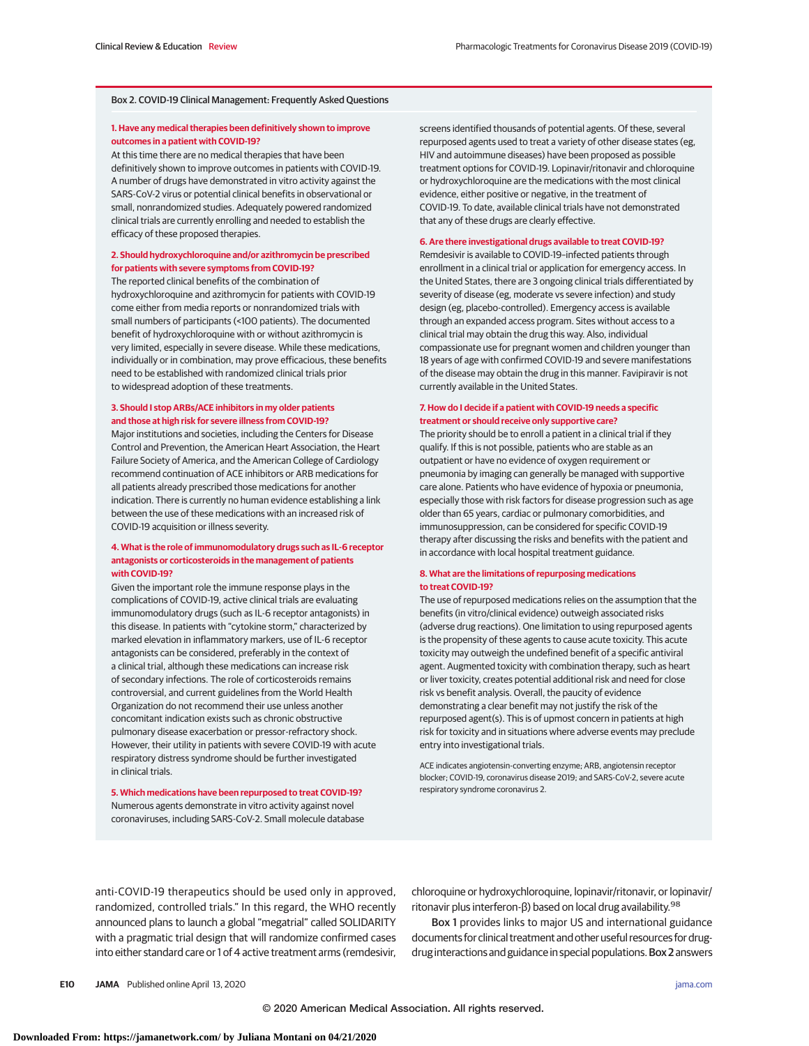### Box 2. COVID-19 Clinical Management: Frequently Asked Questions

**1. Have any medical therapies been definitively shown to improve outcomes in a patient with COVID-19?**

At this time there are no medical therapies that have been definitively shown to improve outcomes in patients with COVID-19. A number of drugs have demonstrated in vitro activity against the SARS-CoV-2 virus or potential clinical benefits in observational or small, nonrandomized studies. Adequately powered randomized clinical trials are currently enrolling and needed to establish the efficacy of these proposed therapies.

**2. Should hydroxychloroquine and/or azithromycin be prescribed for patients with severe symptoms from COVID-19?**

The reported clinical benefits of the combination of hydroxychloroquine and azithromycin for patients with COVID-19 come either from media reports or nonrandomized trials with small numbers of participants (<100 patients). The documented benefit of hydroxychloroquine with or without azithromycin is very limited, especially in severe disease. While these medications, individually or in combination, may prove efficacious, these benefits need to be established with randomized clinical trials prior to widespread adoption of these treatments.

**3. Should I stop ARBs/ACE inhibitors in my older patients and those at high risk for severe illness from COVID-19?**

Major institutions and societies, including the Centers for Disease Control and Prevention, the American Heart Association, the Heart Failure Society of America, and the American College of Cardiology recommend continuation of ACE inhibitors or ARB medications for all patients already prescribed those medications for another indication. There is currently no human evidence establishing a link between the use of these medications with an increased risk of COVID-19 acquisition or illness severity.

**4. What is the role of immunomodulatory drugs such as IL-6 receptor antagonists or corticosteroids in the management of patients with COVID-19?**

Given the important role the immune response plays in the complications of COVID-19, active clinical trials are evaluating immunomodulatory drugs (such as IL-6 receptor antagonists) in this disease. In patients with "cytokine storm," characterized by marked elevation in inflammatory markers, use of IL-6 receptor antagonists can be considered, preferably in the context of a clinical trial, although these medications can increase risk of secondary infections. The role of corticosteroids remains controversial, and current guidelines from the World Health Organization do not recommend their use unless another concomitant indication exists such as chronic obstructive pulmonary disease exacerbation or pressor-refractory shock. However, their utility in patients with severe COVID-19 with acute respiratory distress syndrome should be further investigated in clinical trials.

**5. Which medications have been repurposed to treat COVID-19?**

Numerous agents demonstrate in vitro activity against novel coronaviruses, including SARS-CoV-2. Small molecule database screens identified thousands of potential agents. Of these, several repurposed agents used to treat a variety of other disease states (eg, HIV and autoimmune diseases) have been proposed as possible treatment options for COVID-19. Lopinavir/ritonavir and chloroquine or hydroxychloroquine are the medications with the most clinical evidence, either positive or negative, in the treatment of COVID-19. To date, available clinical trials have not demonstrated that any of these drugs are clearly effective.

**6. Are there investigational drugs available to treat COVID-19?**

Remdesivir is available to COVID-19–infected patients through enrollment in a clinical trial or application for emergency access. In the United States, there are 3 ongoing clinical trials differentiated by severity of disease (eg, moderate vs severe infection) and study design (eg, placebo-controlled). Emergency access is available through an expanded access program. Sites without access to a clinical trial may obtain the drug this way. Also, individual compassionate use for pregnant women and children younger than 18 years of age with confirmed COVID-19 and severe manifestations of the disease may obtain the drug in this manner. Favipiravir is not currently available in the United States.

**7. How do I decide if a patient with COVID-19 needs a specific treatment or should receive only supportive care?**

The priority should be to enroll a patient in a clinical trial if they qualify. If this is not possible, patients who are stable as an outpatient or have no evidence of oxygen requirement or pneumonia by imaging can generally be managed with supportive care alone. Patients who have evidence of hypoxia or pneumonia, especially those with risk factors for disease progression such as age older than 65 years, cardiac or pulmonary comorbidities, and immunosuppression, can be considered for specific COVID-19 therapy after discussing the risks and benefits with the patient and in accordance with local hospital treatment guidance.

**8. What are the limitations of repurposing medications to treat COVID-19?**

The use of repurposed medications relies on the assumption that the benefits (in vitro/clinical evidence) outweigh associated risks (adverse drug reactions). One limitation to using repurposed agents is the propensity of these agents to cause acute toxicity. This acute toxicity may outweigh the undefined benefit of a specific antiviral agent. Augmented toxicity with combination therapy, such as heart or liver toxicity, creates potential additional risk and need for close risk vs benefit analysis. Overall, the paucity of evidence demonstrating a clear benefit may not justify the risk of the repurposed agent(s). This is of upmost concern in patients at high risk for toxicity and in situations where adverse events may preclude entry into investigational trials.

ACE indicates angiotensin-converting enzyme; ARB, angiotensin receptor blocker; COVID-19, coronavirus disease 2019; and SARS-CoV-2, severe acute respiratory syndrome coronavirus 2.

anti-COVID-19 therapeutics should be used only in approved, randomized, controlled trials." In this regard, the WHO recently announced plans to launch a global "megatrial" called SOLIDARITY with a pragmatic trial design that will randomize confirmed cases into either standard care or 1 of 4 active treatment arms (remdesivir, chloroquine or hydroxychloroquine, lopinavir/ritonavir, or lopinavir/ritonavir plus interferon-β) based on local drug availability.[98]

Box 1 provides links to major US and international guidance documents for clinical treatment and other useful resources for drug-drug interactions and guidance in special populations. Box 2 answers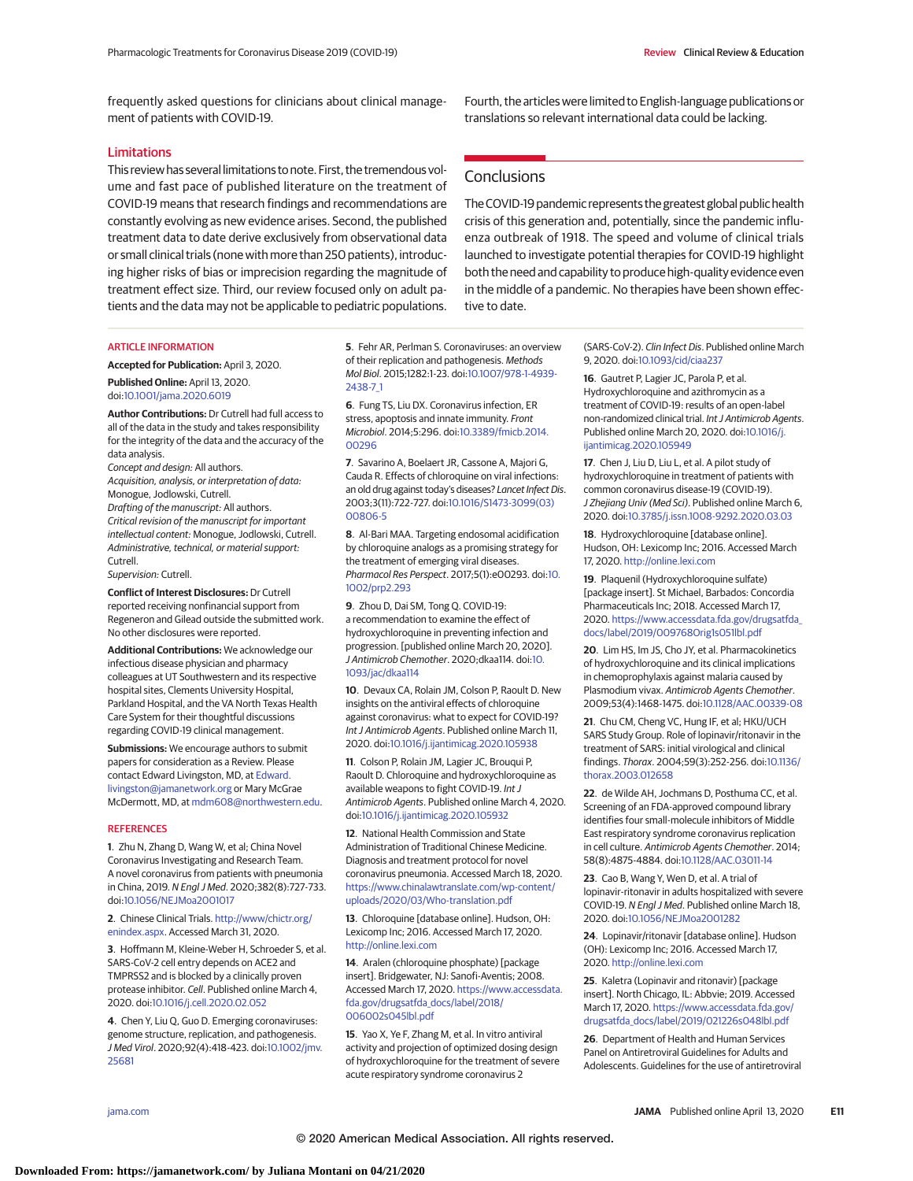frequently asked questions for clinicians about clinical management of patients with COVID-19.

## Limitations

This review has several limitations to note. First, the tremendous volume and fast pace of published literature on the treatment of COVID-19 means that research findings and recommendations are constantly evolving as new evidence arises. Second, the published treatment data to date derive exclusively from observational data or small clinical trials (none with more than 250 patients), introducing higher risks of bias or imprecision regarding the magnitude of treatment effect size. Third, our review focused only on adult patients and the data may not be applicable to pediatric populations. Fourth, the articles were limited to English-language publications or translations so relevant international data could be lacking.

## Conclusions

The COVID-19 pandemic represents the greatest global public health crisis of this generation and, potentially, since the pandemic influenza outbreak of 1918. The speed and volume of clinical trials launched to investigate potential therapies for COVID-19 highlight both the need and capability to produce high-quality evidence even in the middle of a pandemic. No therapies have been shown effective to date.

### ARTICLE INFORMATION

**Accepted for Publication:** April 3, 2020.

**Published Online:** April 13, 2020. doi:10.1001/jama.2020.6019

**Author Contributions:** Dr Cutrell had full access to all of the data in the study and takes responsibility for the integrity of the data and the accuracy of the data analysis.
*Concept and design:* All authors.
*Acquisition, analysis, or interpretation of data:* Monogue, Jodlowski, Cutrell.
*Drafting of the manuscript:* All authors.
*Critical revision of the manuscript for important intellectual content:* Monogue, Jodlowski, Cutrell.
*Administrative, technical, or material support:* Cutrell.
*Supervision:* Cutrell.

**Conflict of Interest Disclosures:** Dr Cutrell reported receiving nonfinancial support from Regeneron and Gilead outside the submitted work. No other disclosures were reported.

**Additional Contributions:** We acknowledge our infectious disease physician and pharmacy colleagues at UT Southwestern and its respective hospital sites, Clements University Hospital, Parkland Hospital, and the VA North Texas Health Care System for their thoughtful discussions regarding COVID-19 clinical management.

**Submissions:** We encourage authors to submit papers for consideration as a Review. Please contact Edward Livingston, MD, at Edward.livingston@jamanetwork.org or Mary McGrae McDermott, MD, at mdm608@northwestern.edu.

### REFERENCES

1. Zhu N, Zhang D, Wang W, et al; China Novel Coronavirus Investigating and Research Team. A novel coronavirus from patients with pneumonia in China, 2019. *N Engl J Med*. 2020;382(8):727-733. doi:10.1056/NEJMoa2001017

2. Chinese Clinical Trials. http://www/chictr.org/enindex.aspx. Accessed March 31, 2020.

3. Hoffmann M, Kleine-Weber H, Schroeder S, et al. SARS-CoV-2 cell entry depends on ACE2 and TMPRSS2 and is blocked by a clinically proven protease inhibitor. *Cell*. Published online March 4, 2020. doi:10.1016/j.cell.2020.02.052

4. Chen Y, Liu Q, Guo D. Emerging coronaviruses: genome structure, replication, and pathogenesis. *J Med Virol*. 2020;92(4):418-423. doi:10.1002/jmv.25681

5. Fehr AR, Perlman S. Coronaviruses: an overview of their replication and pathogenesis. *Methods Mol Biol*. 2015;1282:1-23. doi:10.1007/978-1-4939-2438-7_1

6. Fung TS, Liu DX. Coronavirus infection, ER stress, apoptosis and innate immunity. *Front Microbiol*. 2014;5:296. doi:10.3389/fmicb.2014.00296

7. Savarino A, Boelaert JR, Cassone A, Majori G, Cauda R. Effects of chloroquine on viral infections: an old drug against today's diseases? *Lancet Infect Dis*. 2003;3(11):722-727. doi:10.1016/S1473-3099(03)00806-5

8. Al-Bari MAA. Targeting endosomal acidification by chloroquine analogs as a promising strategy for the treatment of emerging viral diseases. *Pharmacol Res Perspect*. 2017;5(1):e00293. doi:10.1002/prp2.293

9. Zhou D, Dai SM, Tong Q. COVID-19: a recommendation to examine the effect of hydroxychloroquine in preventing infection and progression. [published online March 20, 2020]. *J Antimicrob Chemother*. 2020;dkaa114. doi:10.1093/jac/dkaa114

10. Devaux CA, Rolain JM, Colson P, Raoult D. New insights on the antiviral effects of chloroquine against coronavirus: what to expect for COVID-19? *Int J Antimicrob Agents*. Published online March 11, 2020. doi:10.1016/j.ijantimicag.2020.105938

11. Colson P, Rolain JM, Lagier JC, Brouqui P, Raoult D. Chloroquine and hydroxychloroquine as available weapons to fight COVID-19. *Int J Antimicrob Agents*. Published online March 4, 2020. doi:10.1016/j.ijantimicag.2020.105932

12. National Health Commission and State Administration of Traditional Chinese Medicine. Diagnosis and treatment protocol for novel coronavirus pneumonia. Accessed March 18, 2020. https://www.chinalawtranslate.com/wp-content/uploads/2020/03/Who-translation.pdf

13. Chloroquine [database online]. Hudson, OH: Lexicomp Inc; 2016. Accessed March 17, 2020. http://online.lexi.com

14. Aralen (chloroquine phosphate) [package insert]. Bridgewater, NJ: Sanofi-Aventis; 2008. Accessed March 17, 2020. https://www.accessdata.fda.gov/drugsatfda_docs/label/2018/006002s045lbl.pdf

15. Yao X, Ye F, Zhang M, et al. In vitro antiviral activity and projection of optimized dosing design of hydroxychloroquine for the treatment of severe acute respiratory syndrome coronavirus 2 (SARS-CoV-2). *Clin Infect Dis*. Published online March 9, 2020. doi:10.1093/cid/ciaa237

16. Gautret P, Lagier JC, Parola P, et al. Hydroxychloroquine and azithromycin as a treatment of COVID-19: results of an open-label non-randomized clinical trial. *Int J Antimicrob Agents*. Published online March 20, 2020. doi:10.1016/j.ijantimicag.2020.105949

17. Chen J, Liu D, Liu L, et al. A pilot study of hydroxychloroquine in treatment of patients with common coronavirus disease-19 (COVID-19). *J Zhejiang Univ (Med Sci)*. Published online March 6, 2020. doi:10.3785/j.issn.1008-9292.2020.03.03

18. Hydroxychloroquine [database online]. Hudson, OH: Lexicomp Inc; 2016. Accessed March 17, 2020. http://online.lexi.com

19. Plaquenil (Hydroxychloroquine sulfate) [package insert]. St Michael, Barbados: Concordia Pharmaceuticals Inc; 2018. Accessed March 17, 2020. https://www.accessdata.fda.gov/drugsatfda_docs/label/2019/009768Orig1s051lbl.pdf

20. Lim HS, Im JS, Cho JY, et al. Pharmacokinetics of hydroxychloroquine and its clinical implications in chemoprophylaxis against malaria caused by Plasmodium vivax. *Antimicrob Agents Chemother*. 2009;53(4):1468-1475. doi:10.1128/AAC.00339-08

21. Chu CM, Cheng VC, Hung IF, et al; HKU/UCH SARS Study Group. Role of lopinavir/ritonavir in the treatment of SARS: initial virological and clinical findings. *Thorax*. 2004;59(3):252-256. doi:10.1136/thorax.2003.012658

22. de Wilde AH, Jochmans D, Posthuma CC, et al. Screening of an FDA-approved compound library identifies four small-molecule inhibitors of Middle East respiratory syndrome coronavirus replication in cell culture. *Antimicrob Agents Chemother*. 2014;58(8):4875-4884. doi:10.1128/AAC.03011-14

23. Cao B, Wang Y, Wen D, et al. A trial of lopinavir-ritonavir in adults hospitalized with severe COVID-19. *N Engl J Med*. Published online March 18, 2020. doi:10.1056/NEJMoa2001282

24. Lopinavir/ritonavir [database online]. Hudson (OH): Lexicomp Inc; 2016. Accessed March 17, 2020. http://online.lexi.com

25. Kaletra (Lopinavir and ritonavir) [package insert]. North Chicago, IL: Abbvie; 2019. Accessed March 17, 2020. https://www.accessdata.fda.gov/drugsatfda_docs/label/2019/021226s048lbl.pdf

26. Department of Health and Human Services Panel on Antiretroviral Guidelines for Adults and Adolescents. Guidelines for the use of antiretroviral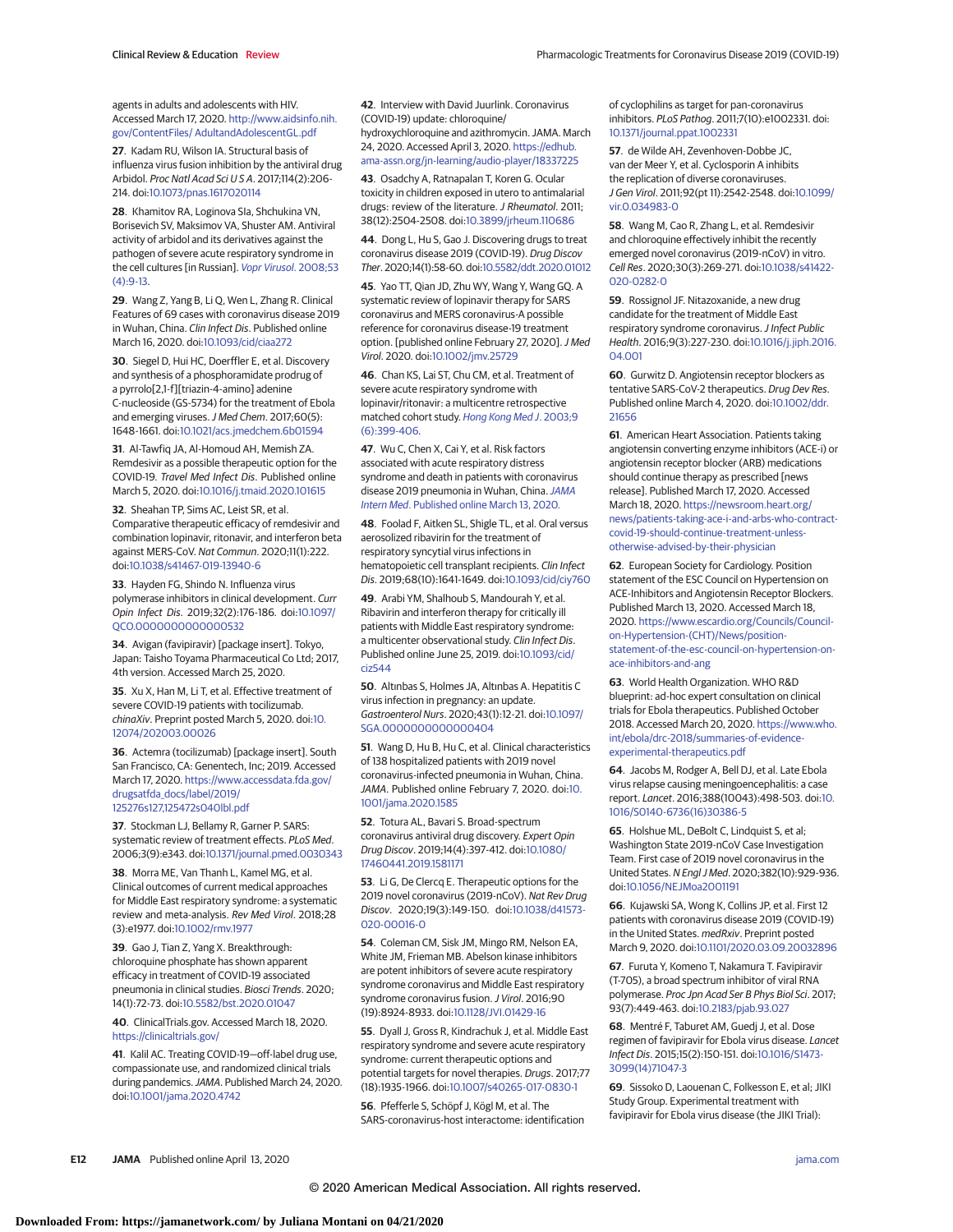agents in adults and adolescents with HIV. Accessed March 17, 2020. http://www.aidsinfo.nih.gov/ContentFiles/ AdultandAdolescentGL.pdf

27. Kadam RU, Wilson IA. Structural basis of influenza virus fusion inhibition by the antiviral drug Arbidol. *Proc Natl Acad Sci U S A*. 2017;114(2):206-214. doi:10.1073/pnas.1617020114

28. Khamitov RA, Loginova SIa, Shchukina VN, Borisevich SV, Maksimov VA, Shuster AM. Antiviral activity of arbidol and its derivatives against the pathogen of severe acute respiratory syndrome in the cell cultures [in Russian]. *Vopr Virusol*. 2008;53(4):9-13.

29. Wang Z, Yang B, Li Q, Wen L, Zhang R. Clinical Features of 69 cases with coronavirus disease 2019 in Wuhan, China. *Clin Infect Dis*. Published online March 16, 2020. doi:10.1093/cid/ciaa272

30. Siegel D, Hui HC, Doerffler E, et al. Discovery and synthesis of a phosphoramidate prodrug of a pyrrolo[2,1-f][triazin-4-amino] adenine C-nucleoside (GS-5734) for the treatment of Ebola and emerging viruses. *J Med Chem*. 2017;60(5):1648-1661. doi:10.1021/acs.jmedchem.6b01594

31. Al-Tawfiq JA, Al-Homoud AH, Memish ZA. Remdesivir as a possible therapeutic option for the COVID-19. *Travel Med Infect Dis*. Published online March 5, 2020. doi:10.1016/j.tmaid.2020.101615

32. Sheahan TP, Sims AC, Leist SR, et al. Comparative therapeutic efficacy of remdesivir and combination lopinavir, ritonavir, and interferon beta against MERS-CoV. *Nat Commun*. 2020;11(1):222. doi:10.1038/s41467-019-13940-6

33. Hayden FG, Shindo N. Influenza virus polymerase inhibitors in clinical development. *Curr Opin Infect Dis*. 2019;32(2):176-186. doi:10.1097/QCO.0000000000000532

34. Avigan (favipiravir) [package insert]. Tokyo, Japan: Taisho Toyama Pharmaceutical Co Ltd; 2017, 4th version. Accessed March 25, 2020.

35. Xu X, Han M, Li T, et al. Effective treatment of severe COVID-19 patients with tocilizumab. *chinaXiv*. Preprint posted March 5, 2020. doi:10.12074/202003.00026

36. Actemra (tocilizumab) [package insert]. South San Francisco, CA: Genentech, Inc; 2019. Accessed March 17, 2020. https://www.accessdata.fda.gov/drugsatfda_docs/label/2019/125276s127,125472s040lbl.pdf

37. Stockman LJ, Bellamy R, Garner P. SARS: systematic review of treatment effects. *PLoS Med*. 2006;3(9):e343. doi:10.1371/journal.pmed.0030343

38. Morra ME, Van Thanh L, Kamel MG, et al. Clinical outcomes of current medical approaches for Middle East respiratory syndrome: a systematic review and meta-analysis. *Rev Med Virol*. 2018;28(3):e1977. doi:10.1002/rmv.1977

39. Gao J, Tian Z, Yang X. Breakthrough: chloroquine phosphate has shown apparent efficacy in treatment of COVID-19 associated pneumonia in clinical studies. *Biosci Trends*. 2020;14(1):72-73. doi:10.5582/bst.2020.01047

40. ClinicalTrials.gov. Accessed March 18, 2020. https://clinicaltrials.gov/

41. Kalil AC. Treating COVID-19—off-label drug use, compassionate use, and randomized clinical trials during pandemics. *JAMA*. Published March 24, 2020. doi:10.1001/jama.2020.4742

42. Interview with David Juurlink. Coronavirus (COVID-19) update: chloroquine/hydroxychloroquine and azithromycin. JAMA. March 24, 2020. Accessed April 3, 2020. https://edhub.ama-assn.org/jn-learning/audio-player/18337225

43. Osadchy A, Ratnapalan T, Koren G. Ocular toxicity in children exposed in utero to antimalarial drugs: review of the literature. *J Rheumatol*. 2011;38(12):2504-2508. doi:10.3899/jrheum.110686

44. Dong L, Hu S, Gao J. Discovering drugs to treat coronavirus disease 2019 (COVID-19). *Drug Discov Ther*. 2020;14(1):58-60. doi:10.5582/ddt.2020.01012

45. Yao TT, Qian JD, Zhu WY, Wang Y, Wang GQ. A systematic review of lopinavir therapy for SARS coronavirus and MERS coronavirus-A possible reference for coronavirus disease-19 treatment option. [published online February 27, 2020]. *J Med Virol*. 2020. doi:10.1002/jmv.25729

46. Chan KS, Lai ST, Chu CM, et al. Treatment of severe acute respiratory syndrome with lopinavir/ritonavir: a multicentre retrospective matched cohort study. *Hong Kong Med J*. 2003;9(6):399-406.

47. Wu C, Chen X, Cai Y, et al. Risk factors associated with acute respiratory distress syndrome and death in patients with coronavirus disease 2019 pneumonia in Wuhan, China. *JAMA Intern Med*. Published online March 13, 2020.

48. Foolad F, Aitken SL, Shigle TL, et al. Oral versus aerosolized ribavirin for the treatment of respiratory syncytial virus infections in hematopoietic cell transplant recipients. *Clin Infect Dis*. 2019;68(10):1641-1649. doi:10.1093/cid/ciy760

49. Arabi YM, Shalhoub S, Mandourah Y, et al. Ribavirin and interferon therapy for critically ill patients with Middle East respiratory syndrome: a multicenter observational study. *Clin Infect Dis*. Published online June 25, 2019. doi:10.1093/cid/ciz544

50. Altınbas S, Holmes JA, Altınbas A. Hepatitis C virus infection in pregnancy: an update. *Gastroenterol Nurs*. 2020;43(1):12-21. doi:10.1097/SGA.0000000000000404

51. Wang D, Hu B, Hu C, et al. Clinical characteristics of 138 hospitalized patients with 2019 novel coronavirus-infected pneumonia in Wuhan, China. *JAMA*. Published online February 7, 2020. doi:10.1001/jama.2020.1585

52. Totura AL, Bavari S. Broad-spectrum coronavirus antiviral drug discovery. *Expert Opin Drug Discov*. 2019;14(4):397-412. doi:10.1080/17460441.2019.1581171

53. Li G, De Clercq E. Therapeutic options for the 2019 novel coronavirus (2019-nCoV). *Nat Rev Drug Discov*. 2020;19(3):149-150. doi:10.1038/d41573-020-00016-0

54. Coleman CM, Sisk JM, Mingo RM, Nelson EA, White JM, Frieman MB. Abelson kinase inhibitors are potent inhibitors of severe acute respiratory syndrome coronavirus and Middle East respiratory syndrome coronavirus fusion. *J Virol*. 2016;90(19):8924-8933. doi:10.1128/JVI.01429-16

55. Dyall J, Gross R, Kindrachuk J, et al. Middle East respiratory syndrome and severe acute respiratory syndrome: current therapeutic options and potential targets for novel therapies. *Drugs*. 2017;77(18):1935-1966. doi:10.1007/s40265-017-0830-1

56. Pfefferle S, Schöpf J, Kögl M, et al. The SARS-coronavirus-host interactome: identification of cyclophilins as target for pan-coronavirus inhibitors. *PLoS Pathog*. 2011;7(10):e1002331. doi:10.1371/journal.ppat.1002331

57. de Wilde AH, Zevenhoven-Dobbe JC, van der Meer Y, et al. Cyclosporin A inhibits the replication of diverse coronaviruses. *J Gen Virol*. 2011;92(pt 11):2542-2548. doi:10.1099/vir.0.034983-0

58. Wang M, Cao R, Zhang L, et al. Remdesivir and chloroquine effectively inhibit the recently emerged novel coronavirus (2019-nCoV) in vitro. *Cell Res*. 2020;30(3):269-271. doi:10.1038/s41422-020-0282-0

59. Rossignol JF. Nitazoxanide, a new drug candidate for the treatment of Middle East respiratory syndrome coronavirus. *J Infect Public Health*. 2016;9(3):227-230. doi:10.1016/j.jiph.2016.04.001

60. Gurwitz D. Angiotensin receptor blockers as tentative SARS-CoV-2 therapeutics. *Drug Dev Res*. Published online March 4, 2020. doi:10.1002/ddr.21656

61. American Heart Association. Patients taking angiotensin converting enzyme inhibitors (ACE-i) or angiotensin receptor blocker (ARB) medications should continue therapy as prescribed [news release]. Published March 17, 2020. Accessed March 18, 2020. https://newsroom.heart.org/news/patients-taking-ace-i-and-arbs-who-contract-covid-19-should-continue-treatment-unless-otherwise-advised-by-their-physician

62. European Society for Cardiology. Position statement of the ESC Council on Hypertension on ACE-Inhibitors and Angiotensin Receptor Blockers. Published March 13, 2020. Accessed March 18, 2020. https://www.escardio.org/Councils/Council-on-Hypertension-(CHT)/News/position-statement-of-the-esc-council-on-hypertension-on-ace-inhibitors-and-ang

63. World Health Organization. WHO R&D blueprint: ad-hoc expert consultation on clinical trials for Ebola therapeutics. Published October 2018. Accessed March 20, 2020. https://www.who.int/ebola/drc-2018/summaries-of-evidence-experimental-therapeutics.pdf

64. Jacobs M, Rodger A, Bell DJ, et al. Late Ebola virus relapse causing meningoencephalitis: a case report. *Lancet*. 2016;388(10043):498-503. doi:10.1016/S0140-6736(16)30386-5

65. Holshue ML, DeBolt C, Lindquist S, et al; Washington State 2019-nCoV Case Investigation Team. First case of 2019 novel coronavirus in the United States. *N Engl J Med*. 2020;382(10):929-936. doi:10.1056/NEJMoa2001191

66. Kujawski SA, Wong K, Collins JP, et al. First 12 patients with coronavirus disease 2019 (COVID-19) in the United States. *medRxiv*. Preprint posted March 9, 2020. doi:10.1101/2020.03.09.20032896

67. Furuta Y, Komeno T, Nakamura T. Favipiravir (T-705), a broad spectrum inhibitor of viral RNA polymerase. *Proc Jpn Acad Ser B Phys Biol Sci*. 2017;93(7):449-463. doi:10.2183/pjab.93.027

68. Mentré F, Taburet AM, Guedj J, et al. Dose regimen of favipiravir for Ebola virus disease. *Lancet Infect Dis*. 2015;15(2):150-151. doi:10.1016/S1473-3099(14)71047-3

69. Sissoko D, Laouenan C, Folkesson E, et al; JIKI Study Group. Experimental treatment with favipiravir for Ebola virus disease (the JIKI Trial):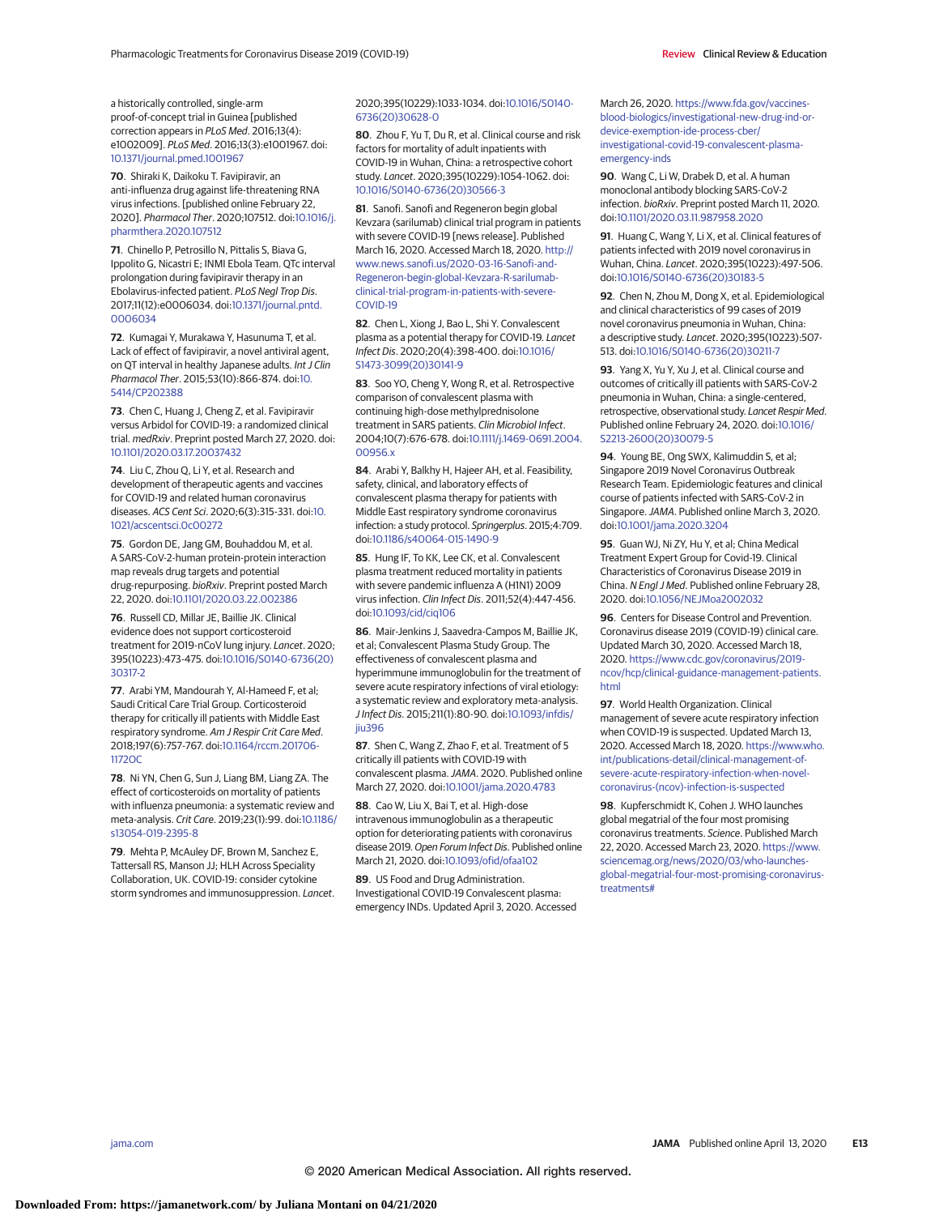a historically controlled, single-arm proof-of-concept trial in Guinea [published correction appears in *PLoS Med*. 2016;13(4):e1002009]. *PLoS Med*. 2016;13(3):e1001967. doi:10.1371/journal.pmed.1001967

70. Shiraki K, Daikoku T. Favipiravir, an anti-influenza drug against life-threatening RNA virus infections. [published online February 22, 2020]. *Pharmacol Ther*. 2020;107512. doi:10.1016/j.pharmthera.2020.107512

71. Chinello P, Petrosillo N, Pittalis S, Biava G, Ippolito G, Nicastri E; INMI Ebola Team. QTc interval prolongation during favipiravir therapy in an Ebolavirus-infected patient. *PLoS Negl Trop Dis*. 2017;11(12):e0006034. doi:10.1371/journal.pntd.0006034

72. Kumagai Y, Murakawa Y, Hasunuma T, et al. Lack of effect of favipiravir, a novel antiviral agent, on QT interval in healthy Japanese adults. *Int J Clin Pharmacol Ther*. 2015;53(10):866-874. doi:10.5414/CP202388

73. Chen C, Huang J, Cheng Z, et al. Favipiravir versus Arbidol for COVID-19: a randomized clinical trial. *medRxiv*. Preprint posted March 27, 2020. doi:10.1101/2020.03.17.20037432

74. Liu C, Zhou Q, Li Y, et al. Research and development of therapeutic agents and vaccines for COVID-19 and related human coronavirus diseases. *ACS Cent Sci*. 2020;6(3):315-331. doi:10.1021/acscentsci.0c00272

75. Gordon DE, Jang GM, Bouhaddou M, et al. A SARS-CoV-2-human protein-protein interaction map reveals drug targets and potential drug-repurposing. *bioRxiv*. Preprint posted March 22, 2020. doi:10.1101/2020.03.22.002386

76. Russell CD, Millar JE, Baillie JK. Clinical evidence does not support corticosteroid treatment for 2019-nCoV lung injury. *Lancet*. 2020;395(10223):473-475. doi:10.1016/S0140-6736(20)30317-2

77. Arabi YM, Mandourah Y, Al-Hameed F, et al; Saudi Critical Care Trial Group. Corticosteroid therapy for critically ill patients with Middle East respiratory syndrome. *Am J Respir Crit Care Med*. 2018;197(6):757-767. doi:10.1164/rccm.201706-1172OC

78. Ni YN, Chen G, Sun J, Liang BM, Liang ZA. The effect of corticosteroids on mortality of patients with influenza pneumonia: a systematic review and meta-analysis. *Crit Care*. 2019;23(1):99. doi:10.1186/s13054-019-2395-8

79. Mehta P, McAuley DF, Brown M, Sanchez E, Tattersall RS, Manson JJ; HLH Across Speciality Collaboration, UK. COVID-19: consider cytokine storm syndromes and immunosuppression. *Lancet*. 2020;395(10229):1033-1034. doi:10.1016/S0140-6736(20)30628-0

80. Zhou F, Yu T, Du R, et al. Clinical course and risk factors for mortality of adult inpatients with COVID-19 in Wuhan, China: a retrospective cohort study. *Lancet*. 2020;395(10229):1054-1062. doi:10.1016/S0140-6736(20)30566-3

81. Sanofi. Sanofi and Regeneron begin global Kevzara (sarilumab) clinical trial program in patients with severe COVID-19 [news release]. Published March 16, 2020. Accessed March 18, 2020. http://www.news.sanofi.us/2020-03-16-Sanofi-and-Regeneron-begin-global-Kevzara-R-sarilumab-clinical-trial-program-in-patients-with-severe-COVID-19

82. Chen L, Xiong J, Bao L, Shi Y. Convalescent plasma as a potential therapy for COVID-19. *Lancet Infect Dis*. 2020;20(4):398-400. doi:10.1016/S1473-3099(20)30141-9

83. Soo YO, Cheng Y, Wong R, et al. Retrospective comparison of convalescent plasma with continuing high-dose methylprednisolone treatment in SARS patients. *Clin Microbiol Infect*. 2004;10(7):676-678. doi:10.1111/j.1469-0691.2004.00956.x

84. Arabi Y, Balkhy H, Hajeer AH, et al. Feasibility, safety, clinical, and laboratory effects of convalescent plasma therapy for patients with Middle East respiratory syndrome coronavirus infection: a study protocol. *Springerplus*. 2015;4:709. doi:10.1186/s40064-015-1490-9

85. Hung IF, To KK, Lee CK, et al. Convalescent plasma treatment reduced mortality in patients with severe pandemic influenza A (H1N1) 2009 virus infection. *Clin Infect Dis*. 2011;52(4):447-456. doi:10.1093/cid/ciq106

86. Mair-Jenkins J, Saavedra-Campos M, Baillie JK, et al; Convalescent Plasma Study Group. The effectiveness of convalescent plasma and hyperimmune immunoglobulin for the treatment of severe acute respiratory infections of viral etiology: a systematic review and exploratory meta-analysis. *J Infect Dis*. 2015;211(1):80-90. doi:10.1093/infdis/jiu396

87. Shen C, Wang Z, Zhao F, et al. Treatment of 5 critically ill patients with COVID-19 with convalescent plasma. *JAMA*. 2020. Published online March 27, 2020. doi:10.1001/jama.2020.4783

88. Cao W, Liu X, Bai T, et al. High-dose intravenous immunoglobulin as a therapeutic option for deteriorating patients with coronavirus disease 2019. *Open Forum Infect Dis*. Published online March 21, 2020. doi:10.1093/ofid/ofaa102

89. US Food and Drug Administration. Investigational COVID-19 Convalescent plasma: emergency INDs. Updated April 3, 2020. Accessed March 26, 2020. https://www.fda.gov/vaccines-blood-biologics/investigational-new-drug-ind-or-device-exemption-ide-process-cber/investigational-covid-19-convalescent-plasma-emergency-inds

90. Wang C, Li W, Drabek D, et al. A human monoclonal antibody blocking SARS-CoV-2 infection. *bioRxiv*. Preprint posted March 11, 2020. doi:10.1101/2020.03.11.987958.2020

91. Huang C, Wang Y, Li X, et al. Clinical features of patients infected with 2019 novel coronavirus in Wuhan, China. *Lancet*. 2020;395(10223):497-506. doi:10.1016/S0140-6736(20)30183-5

92. Chen N, Zhou M, Dong X, et al. Epidemiological and clinical characteristics of 99 cases of 2019 novel coronavirus pneumonia in Wuhan, China: a descriptive study. *Lancet*. 2020;395(10223):507-513. doi:10.1016/S0140-6736(20)30211-7

93. Yang X, Yu Y, Xu J, et al. Clinical course and outcomes of critically ill patients with SARS-CoV-2 pneumonia in Wuhan, China: a single-centered, retrospective, observational study. *Lancet Respir Med*. Published online February 24, 2020. doi:10.1016/S2213-2600(20)30079-5

94. Young BE, Ong SWX, Kalimuddin S, et al; Singapore 2019 Novel Coronavirus Outbreak Research Team. Epidemiologic features and clinical course of patients infected with SARS-CoV-2 in Singapore. *JAMA*. Published online March 3, 2020. doi:10.1001/jama.2020.3204

95. Guan WJ, Ni ZY, Hu Y, et al; China Medical Treatment Expert Group for Covid-19. Clinical Characteristics of Coronavirus Disease 2019 in China. *N Engl J Med*. Published online February 28, 2020. doi:10.1056/NEJMoa2002032

96. Centers for Disease Control and Prevention. Coronavirus disease 2019 (COVID-19) clinical care. Updated March 30, 2020. Accessed March 18, 2020. https://www.cdc.gov/coronavirus/2019-ncov/hcp/clinical-guidance-management-patients.html

97. World Health Organization. Clinical management of severe acute respiratory infection when COVID-19 is suspected. Updated March 13, 2020. Accessed March 18, 2020. https://www.who.int/publications-detail/clinical-management-of-severe-acute-respiratory-infection-when-novel-coronavirus-(ncov)-infection-is-suspected

98. Kupferschmidt K, Cohen J. WHO launches global megatrial of the four most promising coronavirus treatments. *Science*. Published March 22, 2020. Accessed March 23, 2020. https://www.sciencemag.org/news/2020/03/who-launches-global-megatrial-four-most-promising-coronavirus-treatments#